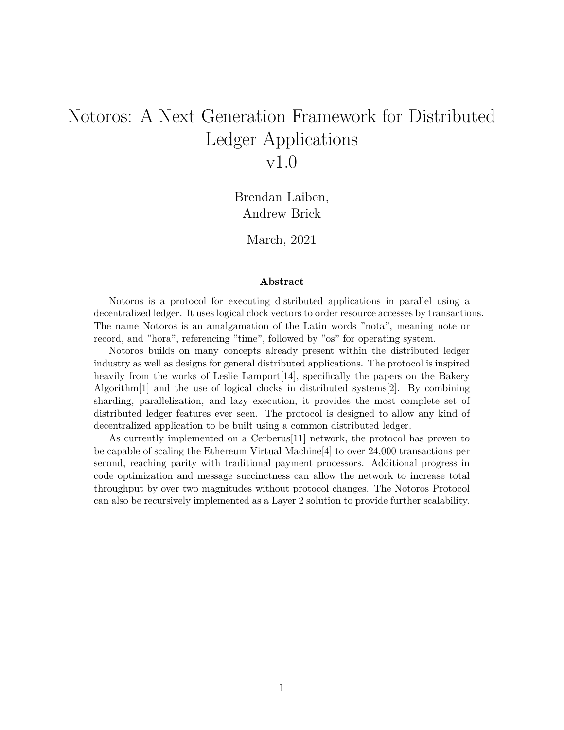# Notoros: A Next Generation Framework for Distributed Ledger Applications v1.0

Brendan Laiben,
Andrew Brick

March, 2021

### Abstract

Notoros is a protocol for executing distributed applications in parallel using a decentralized ledger. It uses logical clock vectors to order resource accesses by transactions. The name Notoros is an amalgamation of the Latin words "nota", meaning note or record, and "hora", referencing "time", followed by "os" for operating system.

Notoros builds on many concepts already present within the distributed ledger industry as well as designs for general distributed applications. The protocol is inspired heavily from the works of Leslie Lamport[14], specifically the papers on the Bakery Algorithm[1] and the use of logical clocks in distributed systems[2]. By combining sharding, parallelization, and lazy execution, it provides the most complete set of distributed ledger features ever seen. The protocol is designed to allow any kind of decentralized application to be built using a common distributed ledger.

As currently implemented on a Cerberus[11] network, the protocol has proven to be capable of scaling the Ethereum Virtual Machine[4] to over 24,000 transactions per second, reaching parity with traditional payment processors. Additional progress in code optimization and message succinctness can allow the network to increase total throughput by over two magnitudes without protocol changes. The Notoros Protocol can also be recursively implemented as a Layer 2 solution to provide further scalability.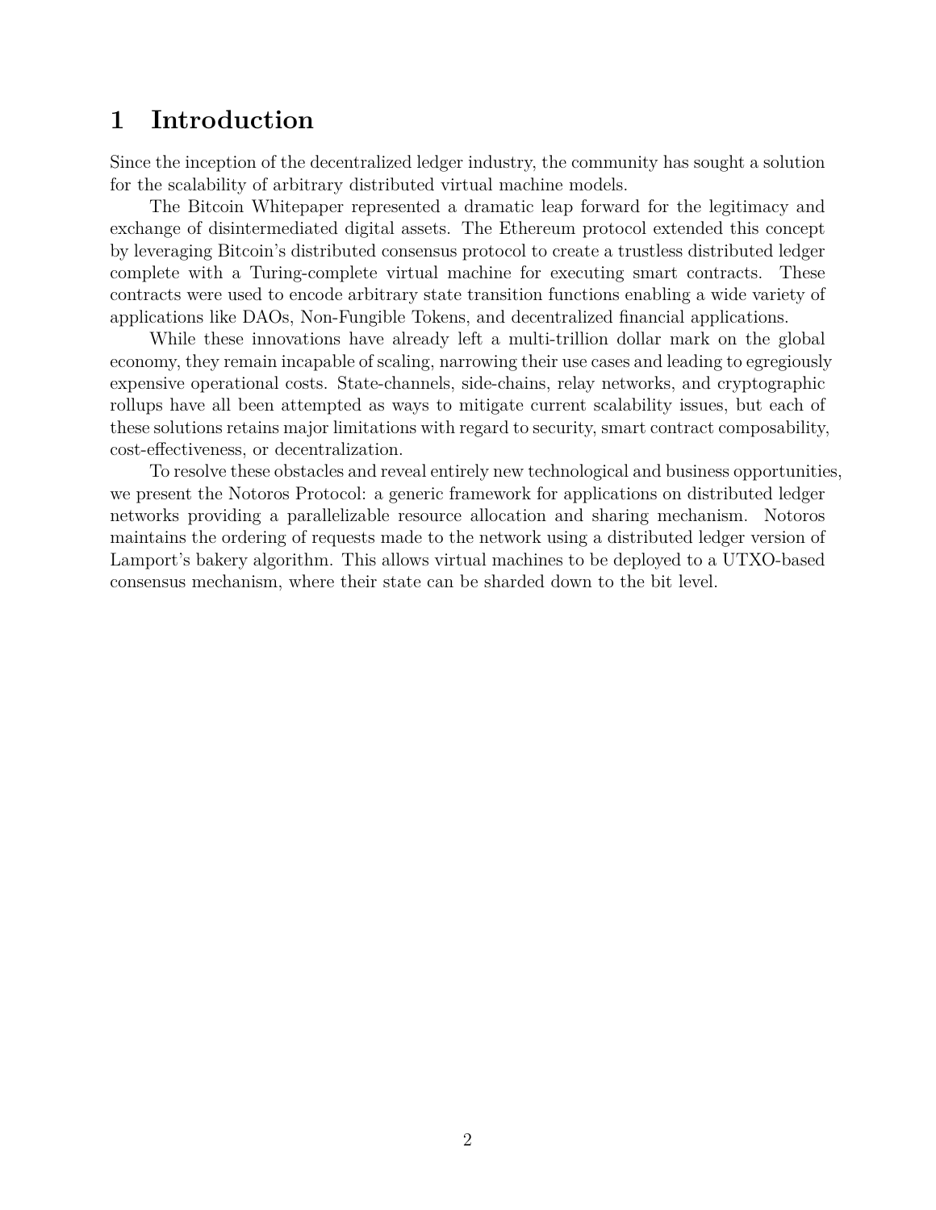# 1 Introduction

Since the inception of the decentralized ledger industry, the community has sought a solution for the scalability of arbitrary distributed virtual machine models.

The Bitcoin Whitepaper represented a dramatic leap forward for the legitimacy and exchange of disintermediated digital assets. The Ethereum protocol extended this concept by leveraging Bitcoin's distributed consensus protocol to create a trustless distributed ledger complete with a Turing-complete virtual machine for executing smart contracts. These contracts were used to encode arbitrary state transition functions enabling a wide variety of applications like DAOs, Non-Fungible Tokens, and decentralized financial applications.

While these innovations have already left a multi-trillion dollar mark on the global economy, they remain incapable of scaling, narrowing their use cases and leading to egregiously expensive operational costs. State-channels, side-chains, relay networks, and cryptographic rollups have all been attempted as ways to mitigate current scalability issues, but each of these solutions retains major limitations with regard to security, smart contract composability, cost-effectiveness, or decentralization.

To resolve these obstacles and reveal entirely new technological and business opportunities, we present the Notoros Protocol: a generic framework for applications on distributed ledger networks providing a parallelizable resource allocation and sharing mechanism. Notoros maintains the ordering of requests made to the network using a distributed ledger version of Lamport's bakery algorithm. This allows virtual machines to be deployed to a UTXO-based consensus mechanism, where their state can be sharded down to the bit level.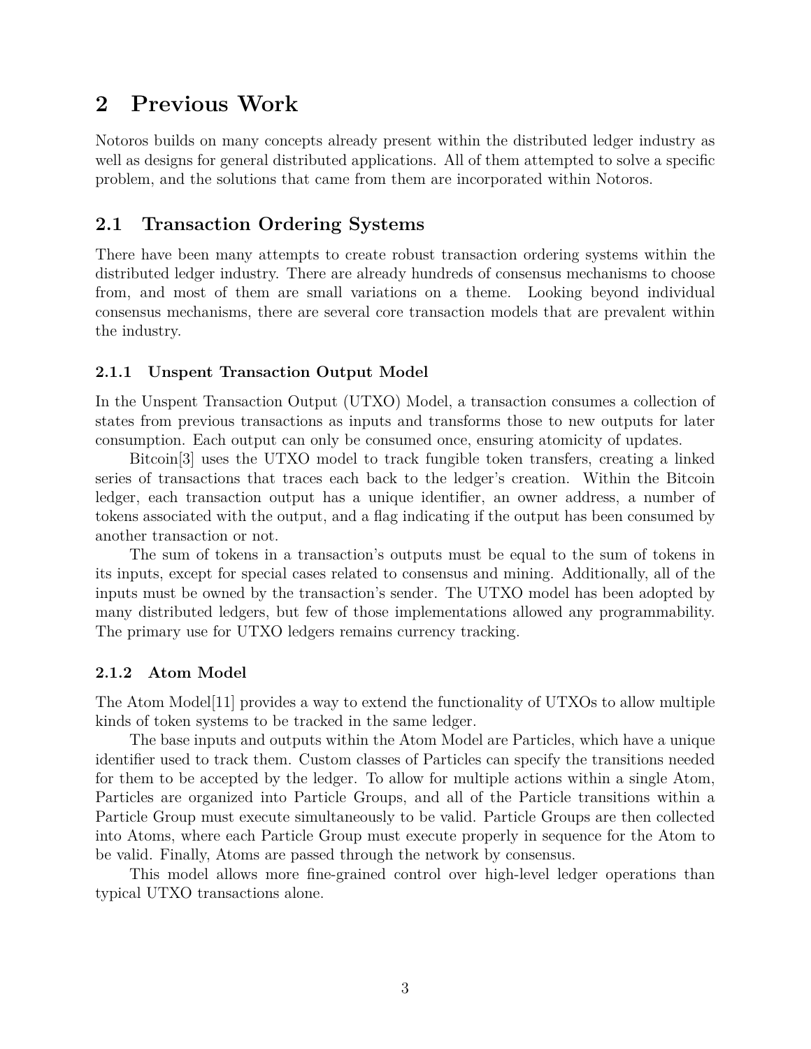# 2 Previous Work

Notoros builds on many concepts already present within the distributed ledger industry as well as designs for general distributed applications. All of them attempted to solve a specific problem, and the solutions that came from them are incorporated within Notoros.

## 2.1 Transaction Ordering Systems

There have been many attempts to create robust transaction ordering systems within the distributed ledger industry. There are already hundreds of consensus mechanisms to choose from, and most of them are small variations on a theme. Looking beyond individual consensus mechanisms, there are several core transaction models that are prevalent within the industry.

### 2.1.1 Unspent Transaction Output Model

In the Unspent Transaction Output (UTXO) Model, a transaction consumes a collection of states from previous transactions as inputs and transforms those to new outputs for later consumption. Each output can only be consumed once, ensuring atomicity of updates.

Bitcoin[3] uses the UTXO model to track fungible token transfers, creating a linked series of transactions that traces each back to the ledger's creation. Within the Bitcoin ledger, each transaction output has a unique identifier, an owner address, a number of tokens associated with the output, and a flag indicating if the output has been consumed by another transaction or not.

The sum of tokens in a transaction's outputs must be equal to the sum of tokens in its inputs, except for special cases related to consensus and mining. Additionally, all of the inputs must be owned by the transaction's sender. The UTXO model has been adopted by many distributed ledgers, but few of those implementations allowed any programmability. The primary use for UTXO ledgers remains currency tracking.

### 2.1.2 Atom Model

The Atom Model[11] provides a way to extend the functionality of UTXOs to allow multiple kinds of token systems to be tracked in the same ledger.

The base inputs and outputs within the Atom Model are Particles, which have a unique identifier used to track them. Custom classes of Particles can specify the transitions needed for them to be accepted by the ledger. To allow for multiple actions within a single Atom, Particles are organized into Particle Groups, and all of the Particle transitions within a Particle Group must execute simultaneously to be valid. Particle Groups are then collected into Atoms, where each Particle Group must execute properly in sequence for the Atom to be valid. Finally, Atoms are passed through the network by consensus.

This model allows more fine-grained control over high-level ledger operations than typical UTXO transactions alone.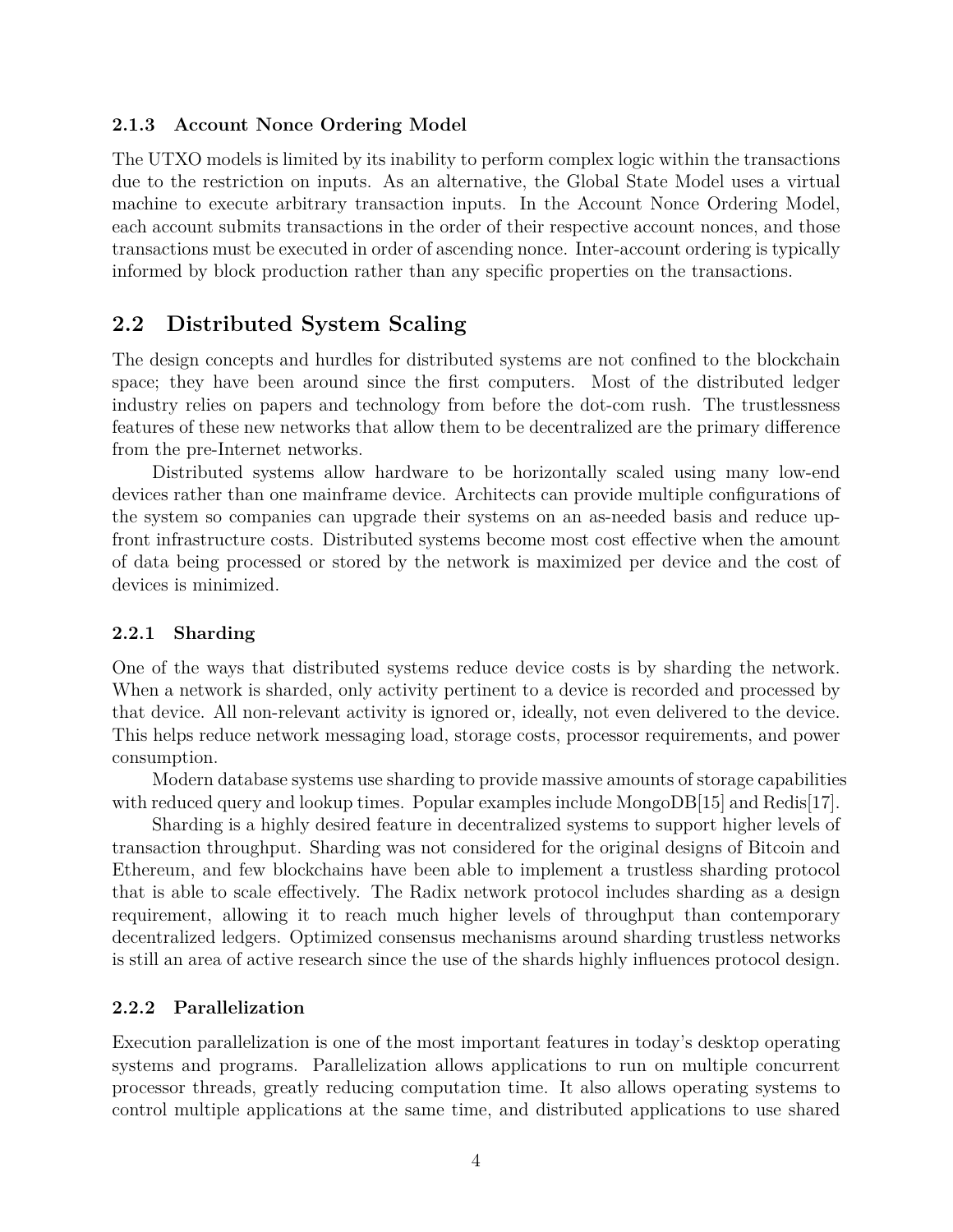### 2.1.3 Account Nonce Ordering Model

The UTXO models is limited by its inability to perform complex logic within the transactions due to the restriction on inputs. As an alternative, the Global State Model uses a virtual machine to execute arbitrary transaction inputs. In the Account Nonce Ordering Model, each account submits transactions in the order of their respective account nonces, and those transactions must be executed in order of ascending nonce. Inter-account ordering is typically informed by block production rather than any specific properties on the transactions.

## 2.2 Distributed System Scaling

The design concepts and hurdles for distributed systems are not confined to the blockchain space; they have been around since the first computers. Most of the distributed ledger industry relies on papers and technology from before the dot-com rush. The trustlessness features of these new networks that allow them to be decentralized are the primary difference from the pre-Internet networks.

Distributed systems allow hardware to be horizontally scaled using many low-end devices rather than one mainframe device. Architects can provide multiple configurations of the system so companies can upgrade their systems on an as-needed basis and reduce up-front infrastructure costs. Distributed systems become most cost effective when the amount of data being processed or stored by the network is maximized per device and the cost of devices is minimized.

### 2.2.1 Sharding

One of the ways that distributed systems reduce device costs is by sharding the network. When a network is sharded, only activity pertinent to a device is recorded and processed by that device. All non-relevant activity is ignored or, ideally, not even delivered to the device. This helps reduce network messaging load, storage costs, processor requirements, and power consumption.

Modern database systems use sharding to provide massive amounts of storage capabilities with reduced query and lookup times. Popular examples include MongoDB[15] and Redis[17].

Sharding is a highly desired feature in decentralized systems to support higher levels of transaction throughput. Sharding was not considered for the original designs of Bitcoin and Ethereum, and few blockchains have been able to implement a trustless sharding protocol that is able to scale effectively. The Radix network protocol includes sharding as a design requirement, allowing it to reach much higher levels of throughput than contemporary decentralized ledgers. Optimized consensus mechanisms around sharding trustless networks is still an area of active research since the use of the shards highly influences protocol design.

### 2.2.2 Parallelization

Execution parallelization is one of the most important features in today's desktop operating systems and programs. Parallelization allows applications to run on multiple concurrent processor threads, greatly reducing computation time. It also allows operating systems to control multiple applications at the same time, and distributed applications to use shared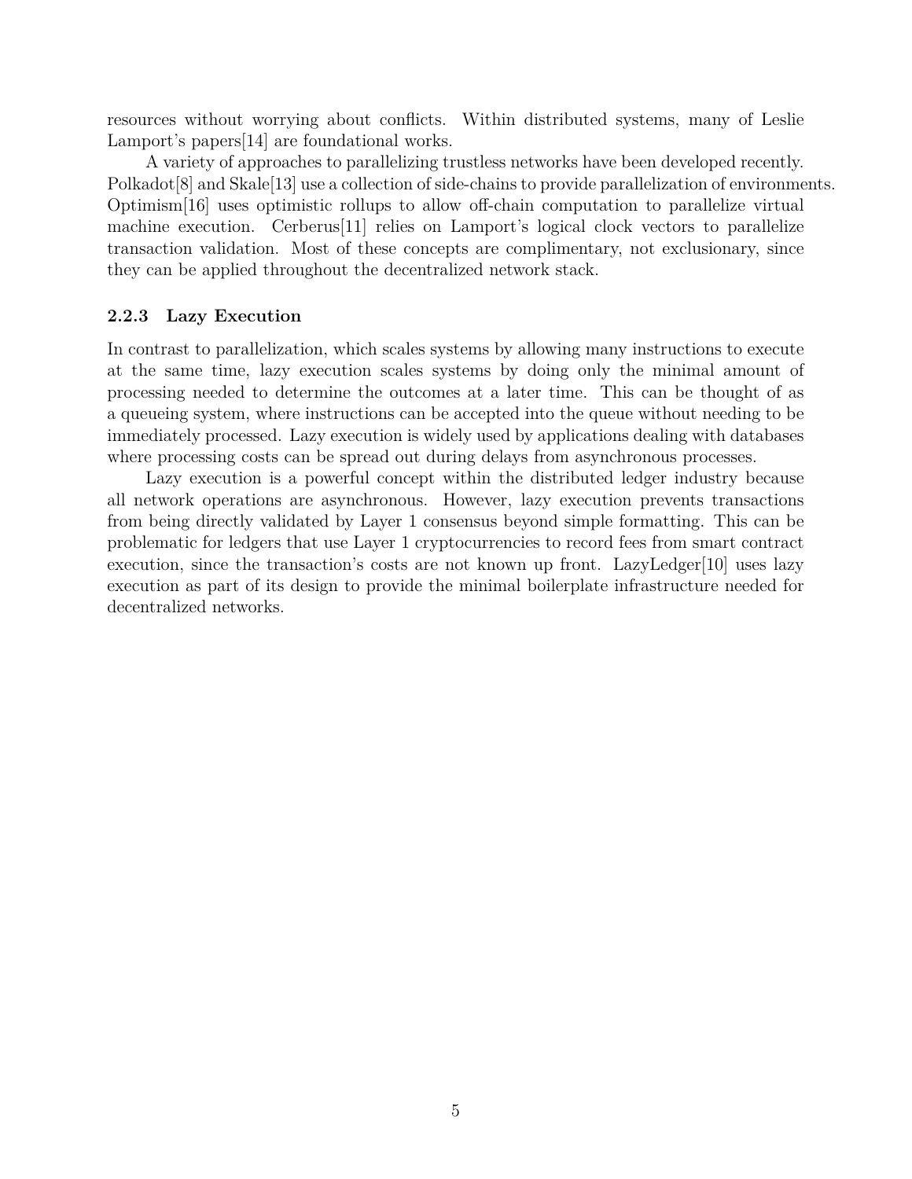resources without worrying about conflicts. Within distributed systems, many of Leslie Lamport's papers[14] are foundational works.

A variety of approaches to parallelizing trustless networks have been developed recently. Polkadot[8] and Skale[13] use a collection of side-chains to provide parallelization of environments. Optimism[16] uses optimistic rollups to allow off-chain computation to parallelize virtual machine execution. Cerberus[11] relies on Lamport's logical clock vectors to parallelize transaction validation. Most of these concepts are complimentary, not exclusionary, since they can be applied throughout the decentralized network stack.

### 2.2.3 Lazy Execution

In contrast to parallelization, which scales systems by allowing many instructions to execute at the same time, lazy execution scales systems by doing only the minimal amount of processing needed to determine the outcomes at a later time. This can be thought of as a queueing system, where instructions can be accepted into the queue without needing to be immediately processed. Lazy execution is widely used by applications dealing with databases where processing costs can be spread out during delays from asynchronous processes.

Lazy execution is a powerful concept within the distributed ledger industry because all network operations are asynchronous. However, lazy execution prevents transactions from being directly validated by Layer 1 consensus beyond simple formatting. This can be problematic for ledgers that use Layer 1 cryptocurrencies to record fees from smart contract execution, since the transaction's costs are not known up front. LazyLedger[10] uses lazy execution as part of its design to provide the minimal boilerplate infrastructure needed for decentralized networks.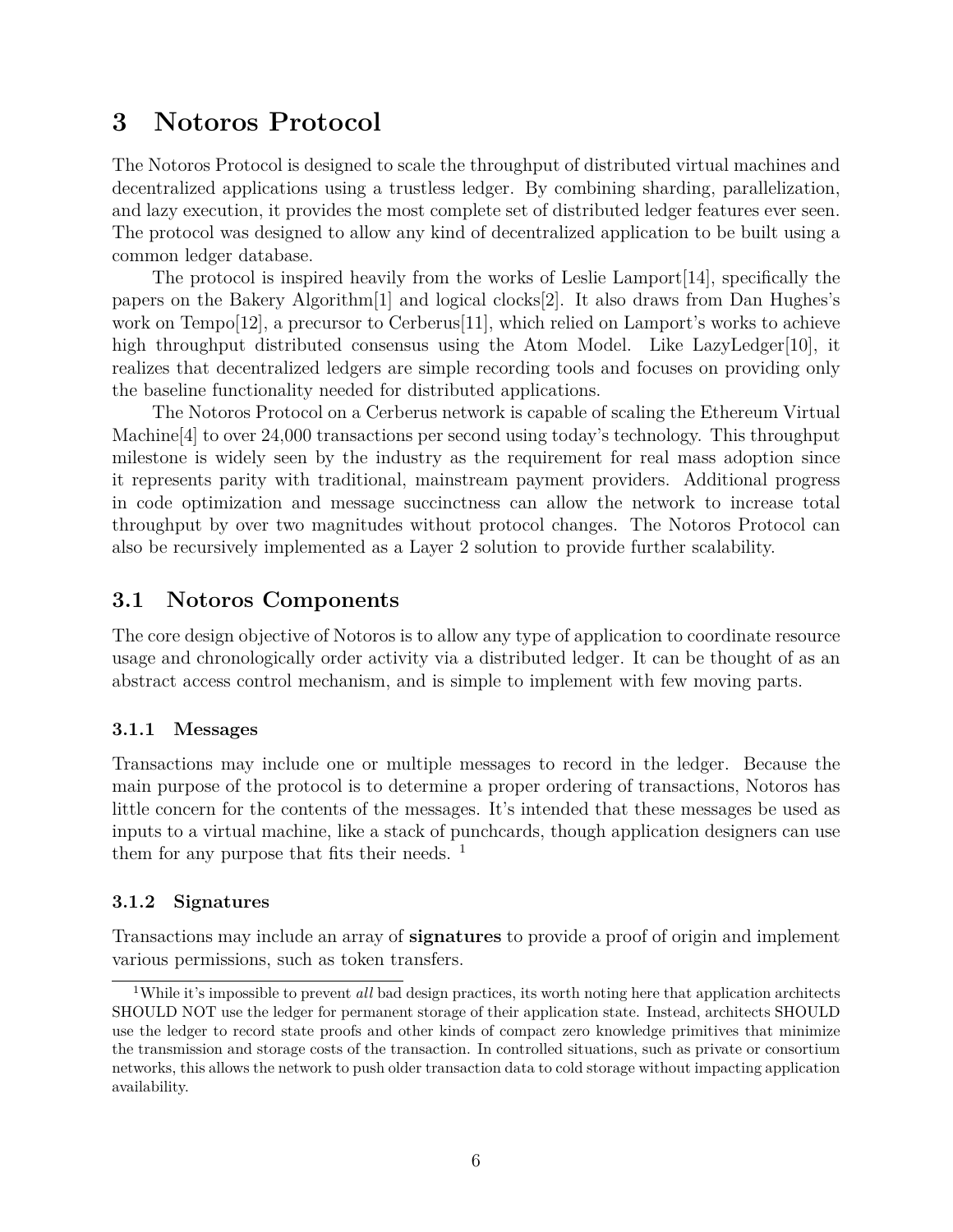# 3 Notoros Protocol

The Notoros Protocol is designed to scale the throughput of distributed virtual machines and decentralized applications using a trustless ledger. By combining sharding, parallelization, and lazy execution, it provides the most complete set of distributed ledger features ever seen. The protocol was designed to allow any kind of decentralized application to be built using a common ledger database.

The protocol is inspired heavily from the works of Leslie Lamport[14], specifically the papers on the Bakery Algorithm[1] and logical clocks[2]. It also draws from Dan Hughes's work on Tempo[12], a precursor to Cerberus[11], which relied on Lamport's works to achieve high throughput distributed consensus using the Atom Model. Like LazyLedger[10], it realizes that decentralized ledgers are simple recording tools and focuses on providing only the baseline functionality needed for distributed applications.

The Notoros Protocol on a Cerberus network is capable of scaling the Ethereum Virtual Machine[4] to over 24,000 transactions per second using today's technology. This throughput milestone is widely seen by the industry as the requirement for real mass adoption since it represents parity with traditional, mainstream payment providers. Additional progress in code optimization and message succinctness can allow the network to increase total throughput by over two magnitudes without protocol changes. The Notoros Protocol can also be recursively implemented as a Layer 2 solution to provide further scalability.

## 3.1 Notoros Components

The core design objective of Notoros is to allow any type of application to coordinate resource usage and chronologically order activity via a distributed ledger. It can be thought of as an abstract access control mechanism, and is simple to implement with few moving parts.

### 3.1.1 Messages

Transactions may include one or multiple messages to record in the ledger. Because the main purpose of the protocol is to determine a proper ordering of transactions, Notoros has little concern for the contents of the messages. It's intended that these messages be used as inputs to a virtual machine, like a stack of punchcards, though application designers can use them for any purpose that fits their needs. [1]

### 3.1.2 Signatures

Transactions may include an array of **signatures** to provide a proof of origin and implement various permissions, such as token transfers.

[1] While it's impossible to prevent *all* bad design practices, its worth noting here that application architects SHOULD NOT use the ledger for permanent storage of their application state. Instead, architects SHOULD use the ledger to record state proofs and other kinds of compact zero knowledge primitives that minimize the transmission and storage costs of the transaction. In controlled situations, such as private or consortium networks, this allows the network to push older transaction data to cold storage without impacting application availability.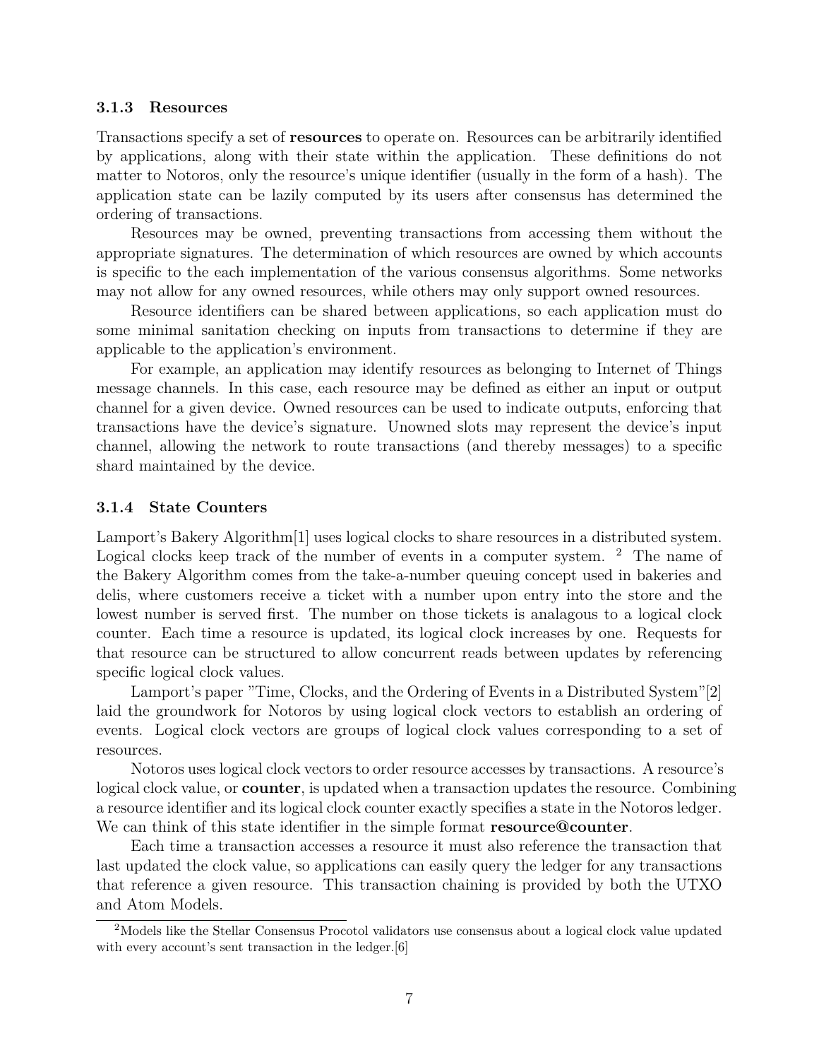### 3.1.3 Resources

Transactions specify a set of **resources** to operate on. Resources can be arbitrarily identified by applications, along with their state within the application. These definitions do not matter to Notoros, only the resource's unique identifier (usually in the form of a hash). The application state can be lazily computed by its users after consensus has determined the ordering of transactions.

Resources may be owned, preventing transactions from accessing them without the appropriate signatures. The determination of which resources are owned by which accounts is specific to the each implementation of the various consensus algorithms. Some networks may not allow for any owned resources, while others may only support owned resources.

Resource identifiers can be shared between applications, so each application must do some minimal sanitation checking on inputs from transactions to determine if they are applicable to the application's environment.

For example, an application may identify resources as belonging to Internet of Things message channels. In this case, each resource may be defined as either an input or output channel for a given device. Owned resources can be used to indicate outputs, enforcing that transactions have the device's signature. Unowned slots may represent the device's input channel, allowing the network to route transactions (and thereby messages) to a specific shard maintained by the device.

### 3.1.4 State Counters

Lamport's Bakery Algorithm[1] uses logical clocks to share resources in a distributed system. Logical clocks keep track of the number of events in a computer system. [2] The name of the Bakery Algorithm comes from the take-a-number queuing concept used in bakeries and delis, where customers receive a ticket with a number upon entry into the store and the lowest number is served first. The number on those tickets is analagous to a logical clock counter. Each time a resource is updated, its logical clock increases by one. Requests for that resource can be structured to allow concurrent reads between updates by referencing specific logical clock values.

Lamport's paper "Time, Clocks, and the Ordering of Events in a Distributed System"[2] laid the groundwork for Notoros by using logical clock vectors to establish an ordering of events. Logical clock vectors are groups of logical clock values corresponding to a set of resources.

Notoros uses logical clock vectors to order resource accesses by transactions. A resource's logical clock value, or **counter**, is updated when a transaction updates the resource. Combining a resource identifier and its logical clock counter exactly specifies a state in the Notoros ledger. We can think of this state identifier in the simple format **resource@counter**.

Each time a transaction accesses a resource it must also reference the transaction that last updated the clock value, so applications can easily query the ledger for any transactions that reference a given resource. This transaction chaining is provided by both the UTXO and Atom Models.

[2] Models like the Stellar Consensus Procotol validators use consensus about a logical clock value updated with every account's sent transaction in the ledger.[6]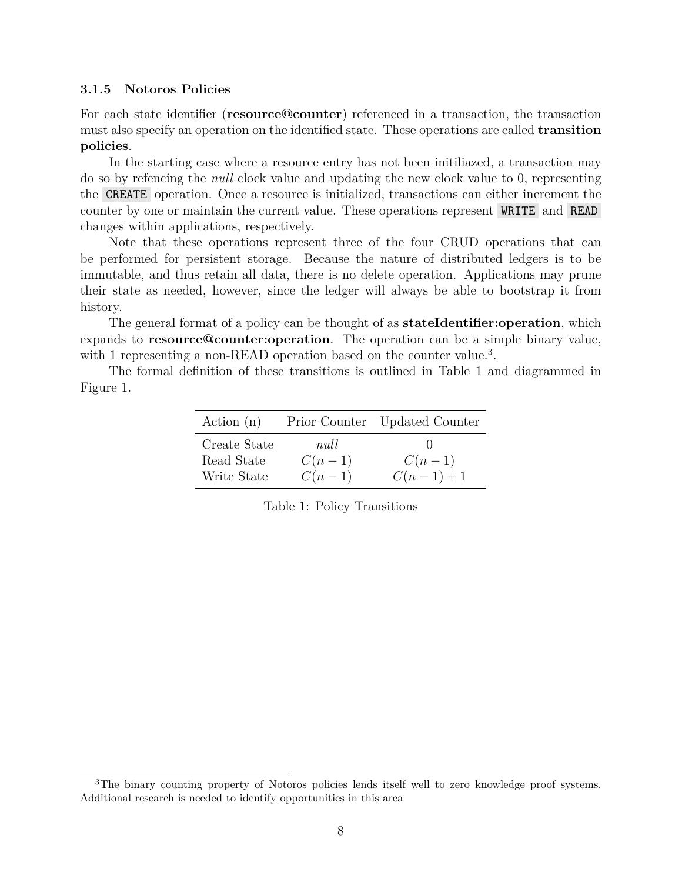### 3.1.5 Notoros Policies

For each state identifier (**resource@counter**) referenced in a transaction, the transaction must also specify an operation on the identified state. These operations are called **transition policies**.

In the starting case where a resource entry has not been initiliazed, a transaction may do so by refencing the *null* clock value and updating the new clock value to 0, representing the `CREATE` operation. Once a resource is initialized, transactions can either increment the counter by one or maintain the current value. These operations represent `WRITE` and `READ` changes within applications, respectively.

Note that these operations represent three of the four CRUD operations that can be performed for persistent storage. Because the nature of distributed ledgers is to be immutable, and thus retain all data, there is no delete operation. Applications may prune their state as needed, however, since the ledger will always be able to bootstrap it from history.

The general format of a policy can be thought of as **stateIdentifier:operation**, which expands to **resource@counter:operation**. The operation can be a simple binary value, with 1 representing a non-READ operation based on the counter value.[3].

The formal definition of these transitions is outlined in Table 1 and diagrammed in Figure 1.

| Action (n) | Prior Counter | Updated Counter |
|---|---|---|
| Create State | *null* | 0 |
| Read State | $C(n-1)$ | $C(n-1)$ |
| Write State | $C(n-1)$ | $C(n-1)+1$ |

Table 1: Policy Transitions

[3]The binary counting property of Notoros policies lends itself well to zero knowledge proof systems. Additional research is needed to identify opportunities in this area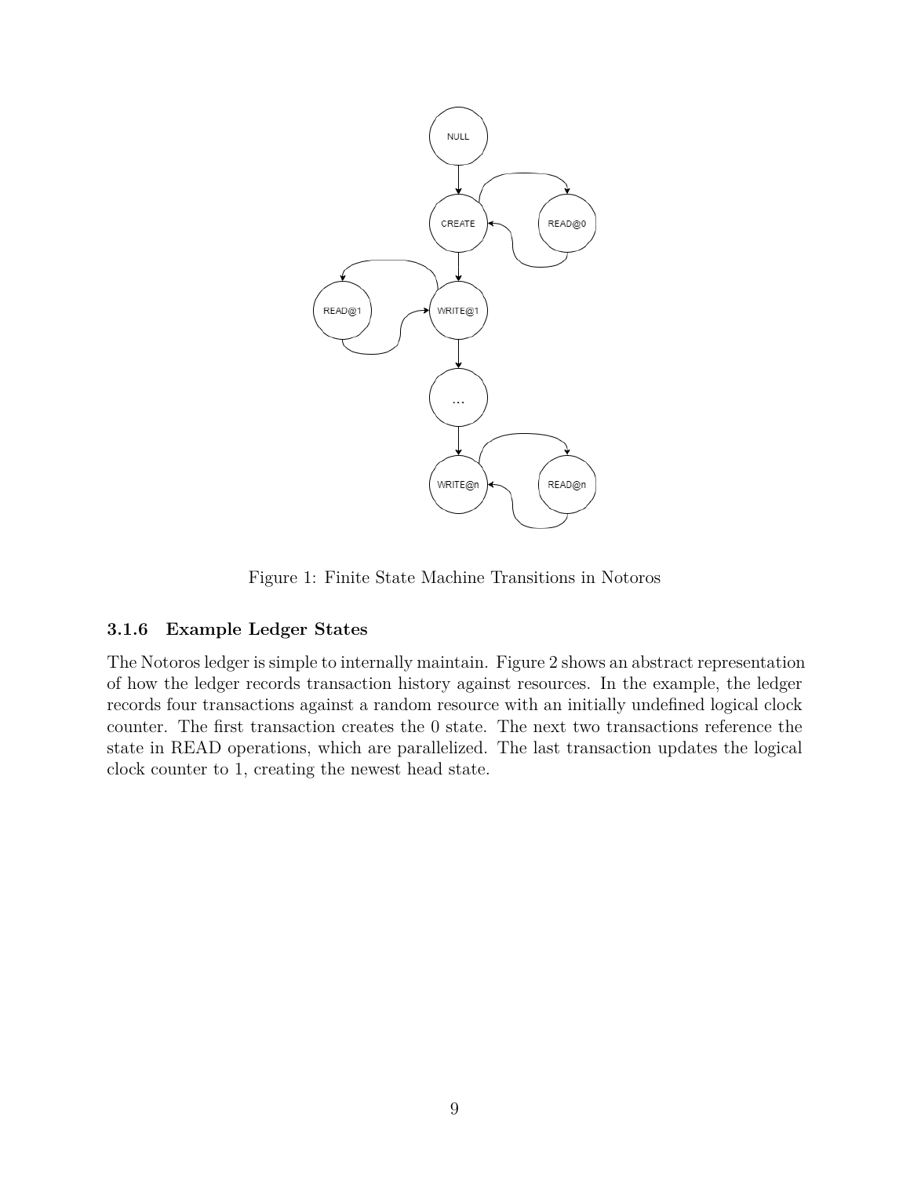Figure 1: Finite State Machine Transitions in Notoros

### 3.1.6 Example Ledger States

The Notoros ledger is simple to internally maintain. Figure 2 shows an abstract representation of how the ledger records transaction history against resources. In the example, the ledger records four transactions against a random resource with an initially undefined logical clock counter. The first transaction creates the 0 state. The next two transactions reference the state in READ operations, which are parallelized. The last transaction updates the logical clock counter to 1, creating the newest head state.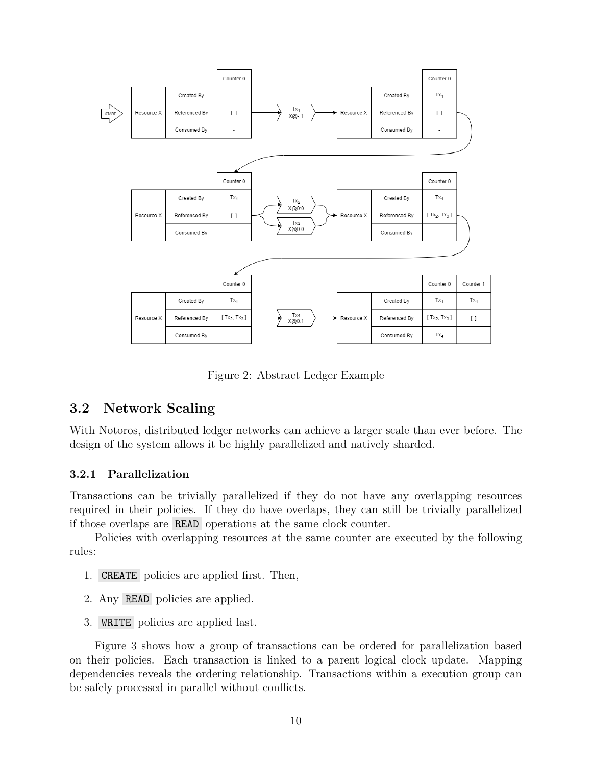Figure 2: Abstract Ledger Example

### 3.2 Network Scaling

With Notoros, distributed ledger networks can achieve a larger scale than ever before. The design of the system allows it be highly parallelized and natively sharded.

#### 3.2.1 Parallelization

Transactions can be trivially parallelized if they do not have any overlapping resources required in their policies. If they do have overlaps, they can still be trivially parallelized if those overlaps are `READ` operations at the same clock counter.

Policies with overlapping resources at the same counter are executed by the following rules:

1. `CREATE` policies are applied first. Then,
2. Any `READ` policies are applied.
3. `WRITE` policies are applied last.

Figure 3 shows how a group of transactions can be ordered for parallelization based on their policies. Each transaction is linked to a parent logical clock update. Mapping dependencies reveals the ordering relationship. Transactions within a execution group can be safely processed in parallel without conflicts.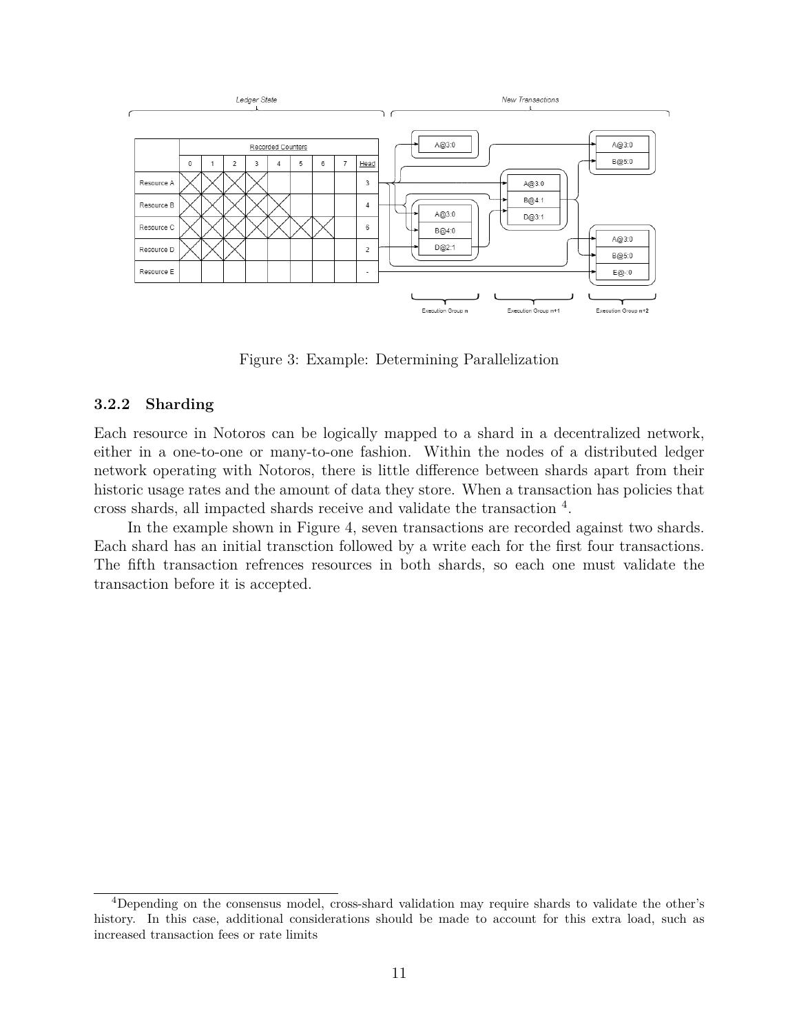Figure 3: Example: Determining Parallelization

### 3.2.2 Sharding

Each resource in Notoros can be logically mapped to a shard in a decentralized network, either in a one-to-one or many-to-one fashion. Within the nodes of a distributed ledger network operating with Notoros, there is little difference between shards apart from their historic usage rates and the amount of data they store. When a transaction has policies that cross shards, all impacted shards receive and validate the transaction [4].

In the example shown in Figure 4, seven transactions are recorded against two shards. Each shard has an initial transction followed by a write each for the first four transactions. The fifth transaction refrences resources in both shards, so each one must validate the transaction before it is accepted.

[4] Depending on the consensus model, cross-shard validation may require shards to validate the other's history. In this case, additional considerations should be made to account for this extra load, such as increased transaction fees or rate limits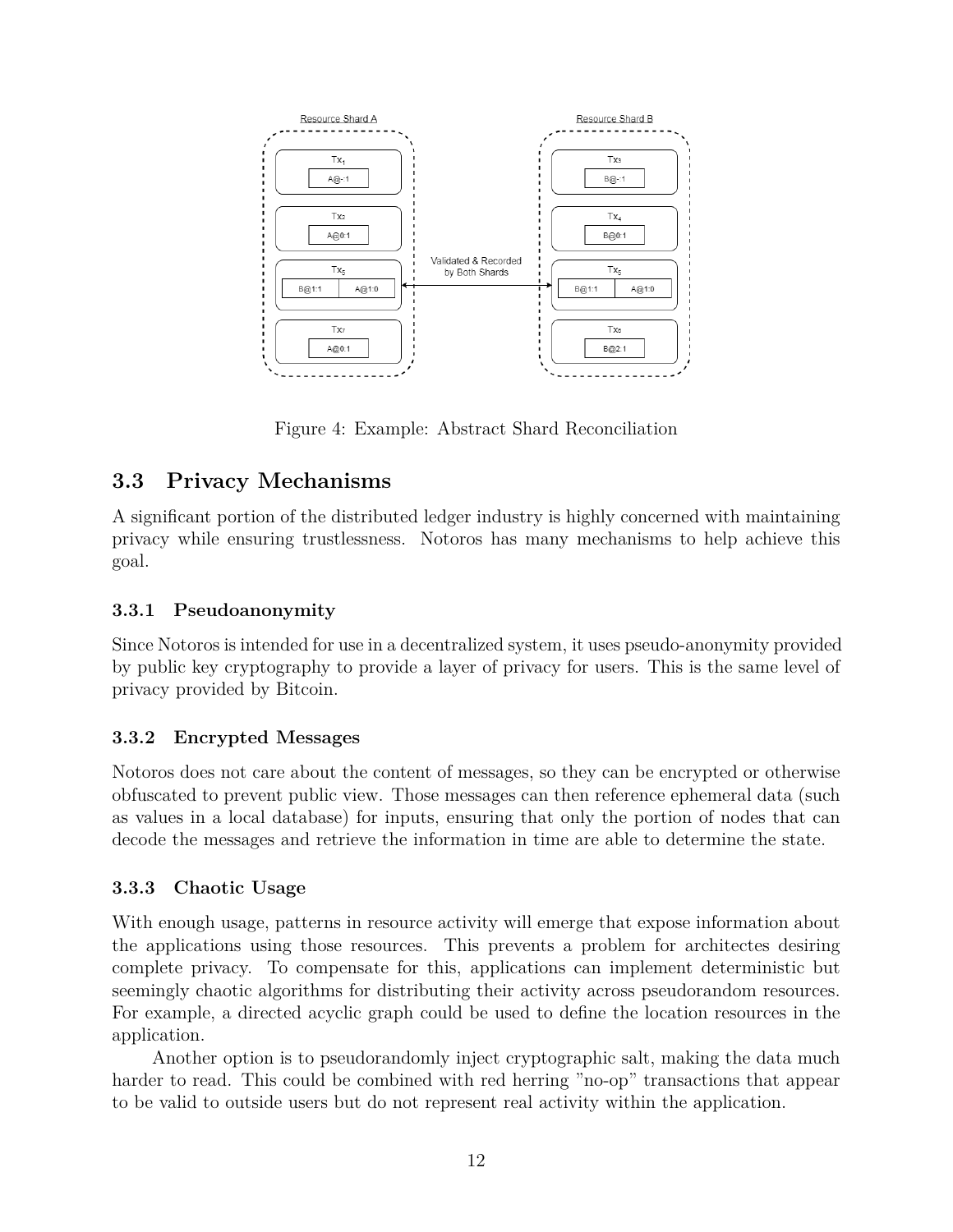Figure 4: Example: Abstract Shard Reconciliation

## 3.3 Privacy Mechanisms

A significant portion of the distributed ledger industry is highly concerned with maintaining privacy while ensuring trustlessness. Notoros has many mechanisms to help achieve this goal.

### 3.3.1 Pseudoanonymity

Since Notoros is intended for use in a decentralized system, it uses pseudo-anonymity provided by public key cryptography to provide a layer of privacy for users. This is the same level of privacy provided by Bitcoin.

### 3.3.2 Encrypted Messages

Notoros does not care about the content of messages, so they can be encrypted or otherwise obfuscated to prevent public view. Those messages can then reference ephemeral data (such as values in a local database) for inputs, ensuring that only the portion of nodes that can decode the messages and retrieve the information in time are able to determine the state.

### 3.3.3 Chaotic Usage

With enough usage, patterns in resource activity will emerge that expose information about the applications using those resources. This prevents a problem for architectes desiring complete privacy. To compensate for this, applications can implement deterministic but seemingly chaotic algorithms for distributing their activity across pseudorandom resources. For example, a directed acyclic graph could be used to define the location resources in the application.

Another option is to pseudorandomly inject cryptographic salt, making the data much harder to read. This could be combined with red herring "no-op" transactions that appear to be valid to outside users but do not represent real activity within the application.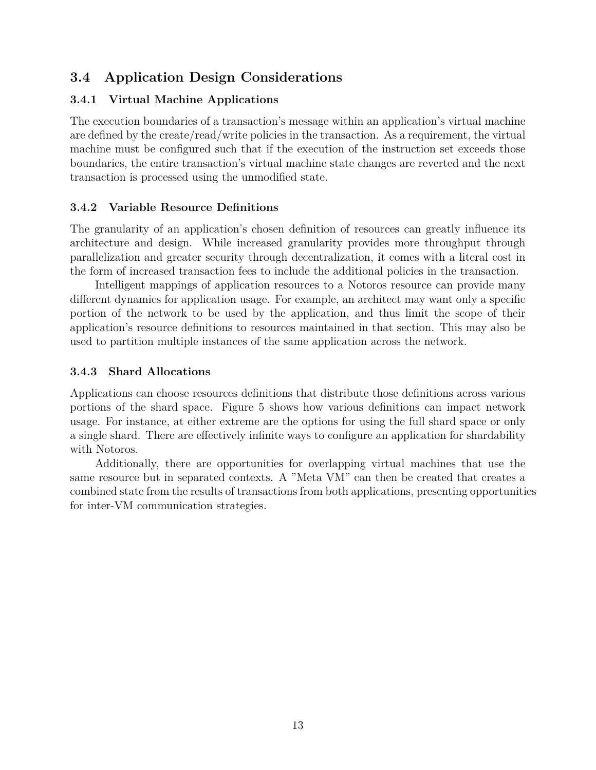## 3.4 Application Design Considerations

### 3.4.1 Virtual Machine Applications

The execution boundaries of a transaction's message within an application's virtual machine are defined by the create/read/write policies in the transaction. As a requirement, the virtual machine must be configured such that if the execution of the instruction set exceeds those boundaries, the entire transaction's virtual machine state changes are reverted and the next transaction is processed using the unmodified state.

### 3.4.2 Variable Resource Definitions

The granularity of an application's chosen definition of resources can greatly influence its architecture and design. While increased granularity provides more throughput through parallelization and greater security through decentralization, it comes with a literal cost in the form of increased transaction fees to include the additional policies in the transaction.

Intelligent mappings of application resources to a Notoros resource can provide many different dynamics for application usage. For example, an architect may want only a specific portion of the network to be used by the application, and thus limit the scope of their application's resource definitions to resources maintained in that section. This may also be used to partition multiple instances of the same application across the network.

### 3.4.3 Shard Allocations

Applications can choose resources definitions that distribute those definitions across various portions of the shard space. Figure 5 shows how various definitions can impact network usage. For instance, at either extreme are the options for using the full shard space or only a single shard. There are effectively infinite ways to configure an application for shardability with Notoros.

Additionally, there are opportunities for overlapping virtual machines that use the same resource but in separated contexts. A "Meta VM" can then be created that creates a combined state from the results of transactions from both applications, presenting opportunities for inter-VM communication strategies.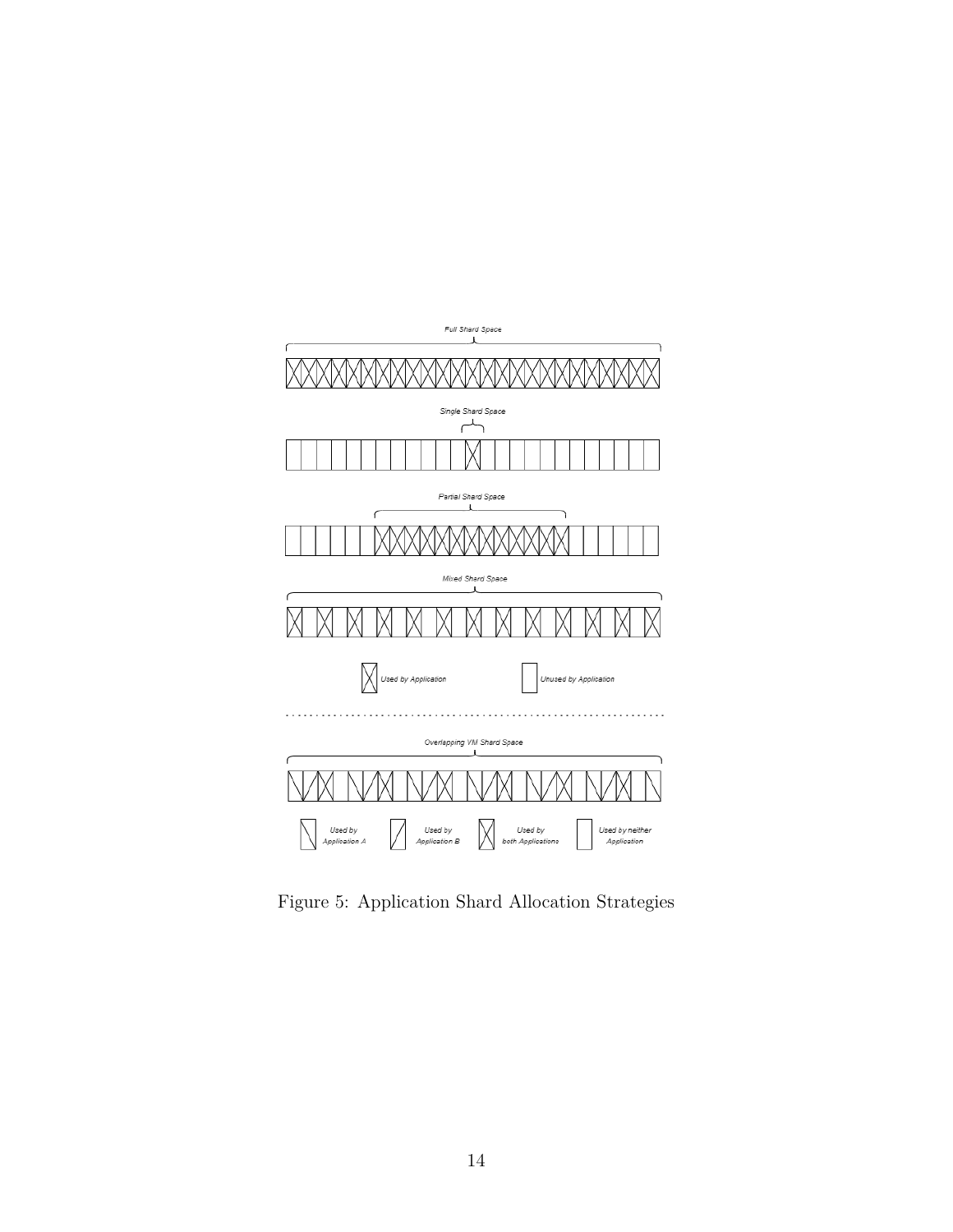Full Shard Space

Single Shard Space

Partial Shard Space

Mixed Shard Space

Used by Application    Unused by Application

Overlapping VM Shard Space

Used by Application A    Used by Application B    Used by both Applications    Used by neither Application

Figure 5: Application Shard Allocation Strategies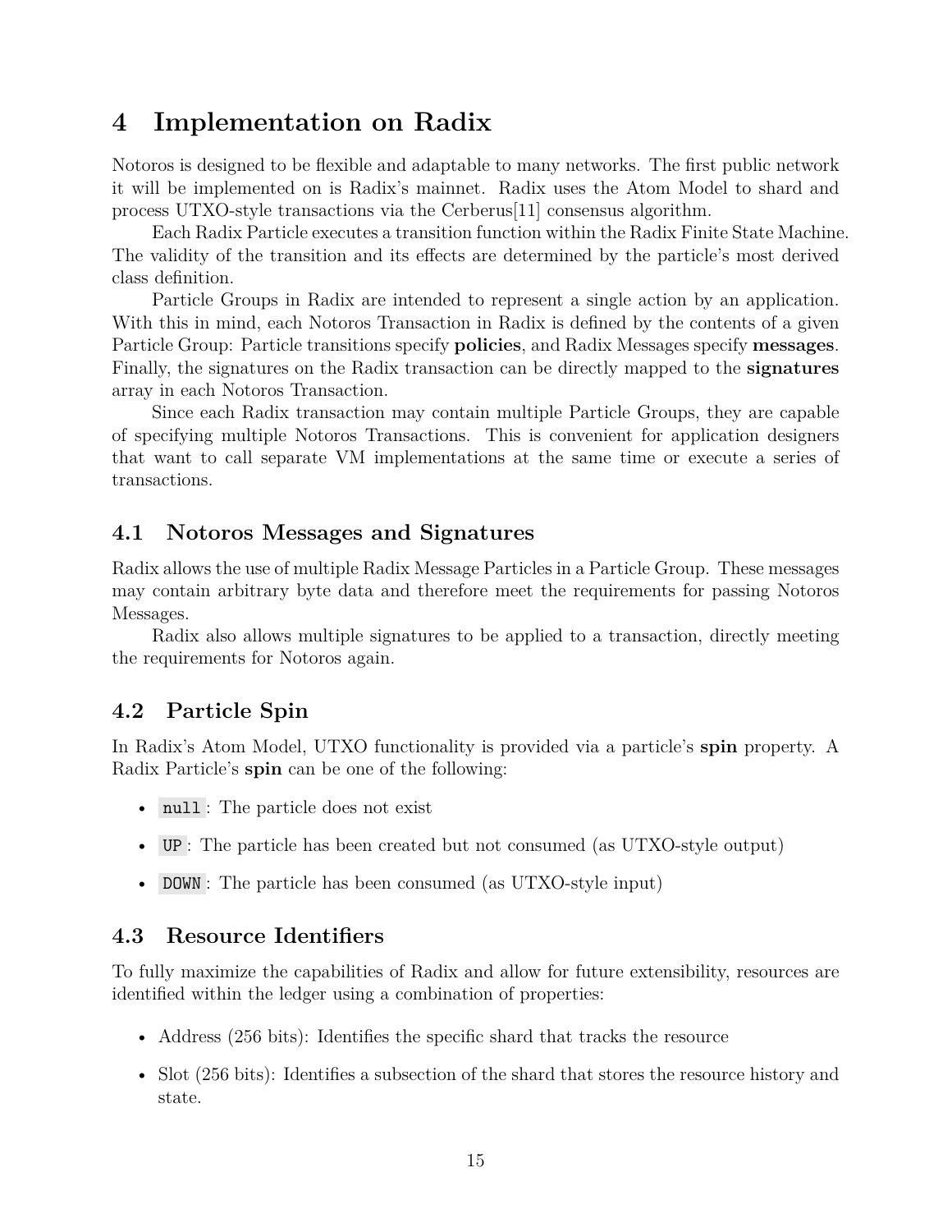# 4 Implementation on Radix

Notoros is designed to be flexible and adaptable to many networks. The first public network it will be implemented on is Radix's mainnet. Radix uses the Atom Model to shard and process UTXO-style transactions via the Cerberus[11] consensus algorithm.

Each Radix Particle executes a transition function within the Radix Finite State Machine. The validity of the transition and its effects are determined by the particle's most derived class definition.

Particle Groups in Radix are intended to represent a single action by an application. With this in mind, each Notoros Transaction in Radix is defined by the contents of a given Particle Group: Particle transitions specify **policies**, and Radix Messages specify **messages**. Finally, the signatures on the Radix transaction can be directly mapped to the **signatures** array in each Notoros Transaction.

Since each Radix transaction may contain multiple Particle Groups, they are capable of specifying multiple Notoros Transactions. This is convenient for application designers that want to call separate VM implementations at the same time or execute a series of transactions.

## 4.1 Notoros Messages and Signatures

Radix allows the use of multiple Radix Message Particles in a Particle Group. These messages may contain arbitrary byte data and therefore meet the requirements for passing Notoros Messages.

Radix also allows multiple signatures to be applied to a transaction, directly meeting the requirements for Notoros again.

## 4.2 Particle Spin

In Radix's Atom Model, UTXO functionality is provided via a particle's **spin** property. A Radix Particle's **spin** can be one of the following:

- `null`: The particle does not exist
- `UP`: The particle has been created but not consumed (as UTXO-style output)
- `DOWN`: The particle has been consumed (as UTXO-style input)

## 4.3 Resource Identifiers

To fully maximize the capabilities of Radix and allow for future extensibility, resources are identified within the ledger using a combination of properties:

- Address (256 bits): Identifies the specific shard that tracks the resource
- Slot (256 bits): Identifies a subsection of the shard that stores the resource history and state.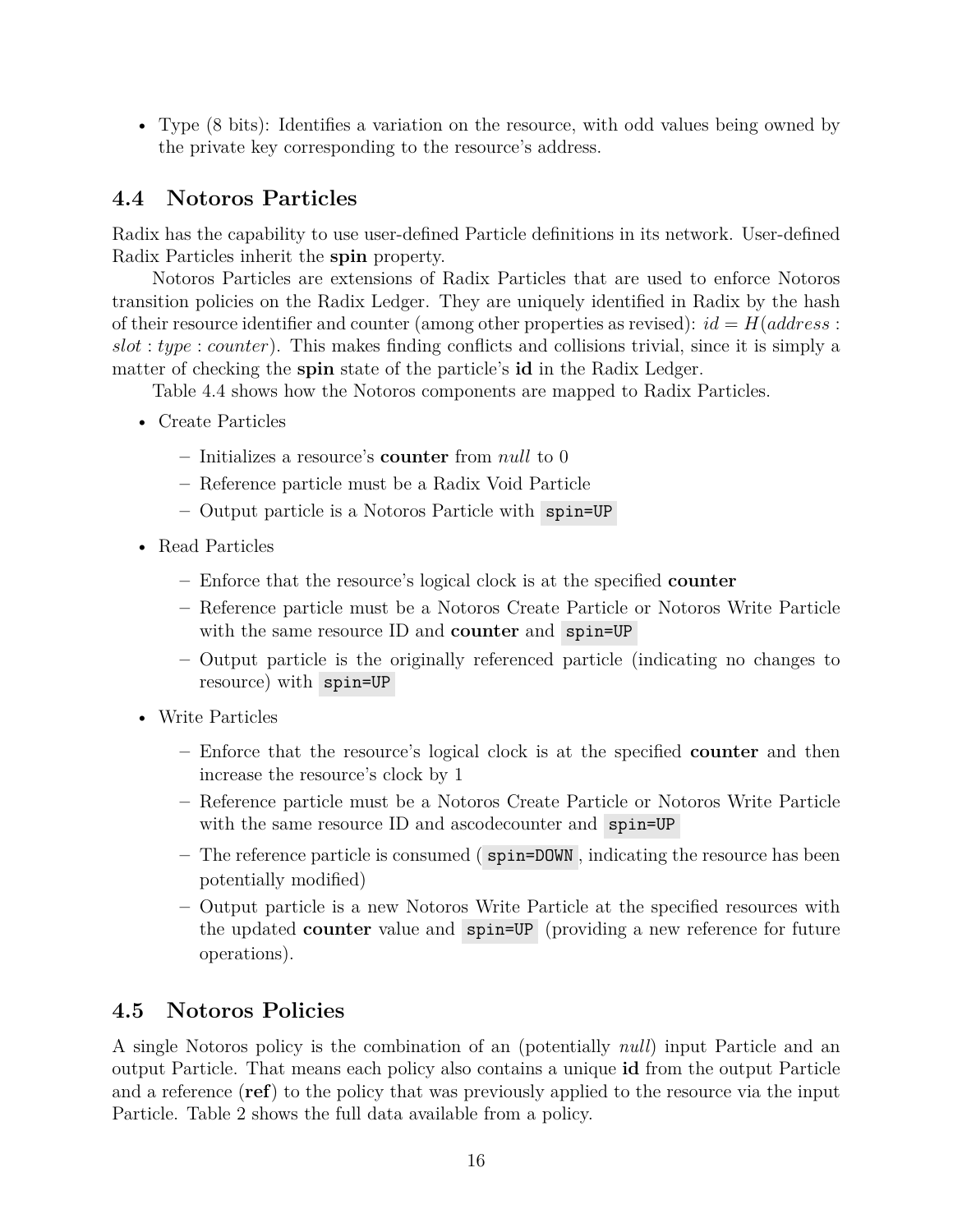- Type (8 bits): Identifies a variation on the resource, with odd values being owned by the private key corresponding to the resource's address.

## 4.4 Notoros Particles

Radix has the capability to use user-defined Particle definitions in its network. User-defined Radix Particles inherit the **spin** property.

Notoros Particles are extensions of Radix Particles that are used to enforce Notoros transition policies on the Radix Ledger. They are uniquely identified in Radix by the hash of their resource identifier and counter (among other properties as revised): $id = H(address : slot : type : counter)$. This makes finding conflicts and collisions trivial, since it is simply a matter of checking the **spin** state of the particle's **id** in the Radix Ledger.

Table 4.4 shows how the Notoros components are mapped to Radix Particles.

- Create Particles
  - Initializes a resource's **counter** from *null* to 0
  - Reference particle must be a Radix Void Particle
  - Output particle is a Notoros Particle with `spin=UP`
- Read Particles
  - Enforce that the resource's logical clock is at the specified **counter**
  - Reference particle must be a Notoros Create Particle or Notoros Write Particle with the same resource ID and **counter** and `spin=UP`
  - Output particle is the originally referenced particle (indicating no changes to resource) with `spin=UP`
- Write Particles
  - Enforce that the resource's logical clock is at the specified **counter** and then increase the resource's clock by 1
  - Reference particle must be a Notoros Create Particle or Notoros Write Particle with the same resource ID and ascodecounter and `spin=UP`
  - The reference particle is consumed (`spin=DOWN`, indicating the resource has been potentially modified)
  - Output particle is a new Notoros Write Particle at the specified resources with the updated **counter** value and `spin=UP` (providing a new reference for future operations).

## 4.5 Notoros Policies

A single Notoros policy is the combination of an (potentially *null*) input Particle and an output Particle. That means each policy also contains a unique **id** from the output Particle and a reference (**ref**) to the policy that was previously applied to the resource via the input Particle. Table 2 shows the full data available from a policy.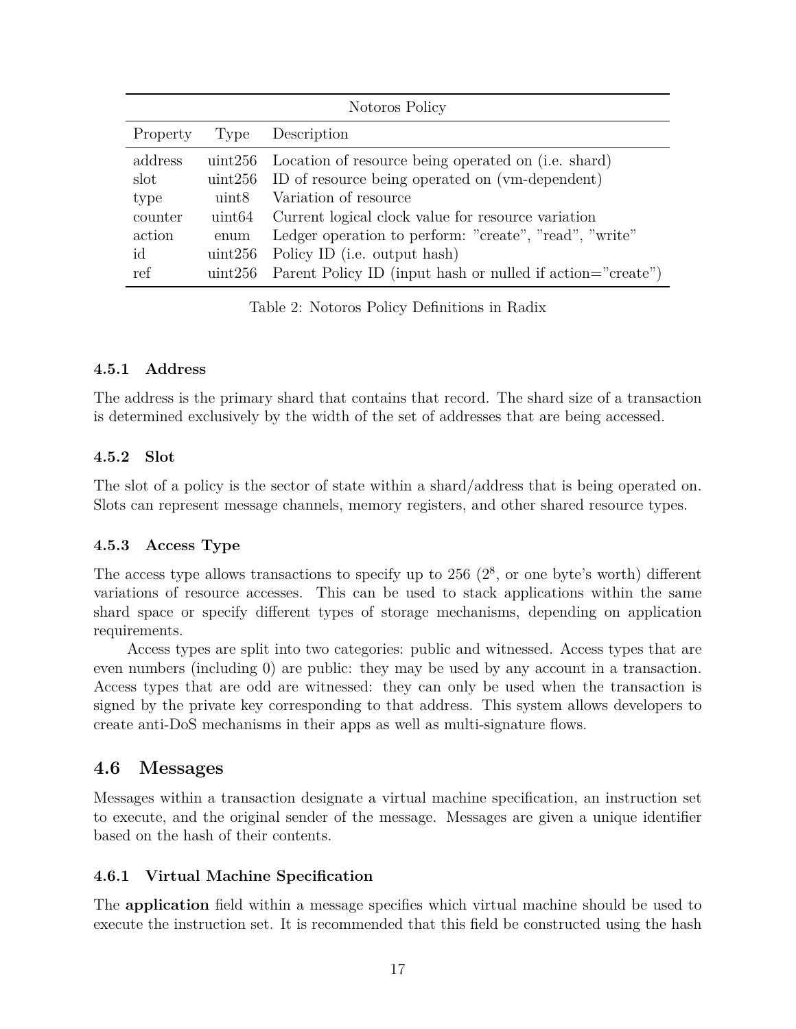| Notoros Policy | | |
|---|---|---|
| Property | Type | Description |
| address | uint256 | Location of resource being operated on (i.e. shard) |
| slot | uint256 | ID of resource being operated on (vm-dependent) |
| type | uint8 | Variation of resource |
| counter | uint64 | Current logical clock value for resource variation |
| action | enum | Ledger operation to perform: "create", "read", "write" |
| id | uint256 | Policy ID (i.e. output hash) |
| ref | uint256 | Parent Policy ID (input hash or nulled if action="create") |

Table 2: Notoros Policy Definitions in Radix

#### 4.5.1 Address

The address is the primary shard that contains that record. The shard size of a transaction is determined exclusively by the width of the set of addresses that are being accessed.

#### 4.5.2 Slot

The slot of a policy is the sector of state within a shard/address that is being operated on. Slots can represent message channels, memory registers, and other shared resource types.

#### 4.5.3 Access Type

The access type allows transactions to specify up to 256 ($2^8$, or one byte's worth) different variations of resource accesses. This can be used to stack applications within the same shard space or specify different types of storage mechanisms, depending on application requirements.

Access types are split into two categories: public and witnessed. Access types that are even numbers (including 0) are public: they may be used by any account in a transaction. Access types that are odd are witnessed: they can only be used when the transaction is signed by the private key corresponding to that address. This system allows developers to create anti-DoS mechanisms in their apps as well as multi-signature flows.

### 4.6 Messages

Messages within a transaction designate a virtual machine specification, an instruction set to execute, and the original sender of the message. Messages are given a unique identifier based on the hash of their contents.

#### 4.6.1 Virtual Machine Specification

The **application** field within a message specifies which virtual machine should be used to execute the instruction set. It is recommended that this field be constructed using the hash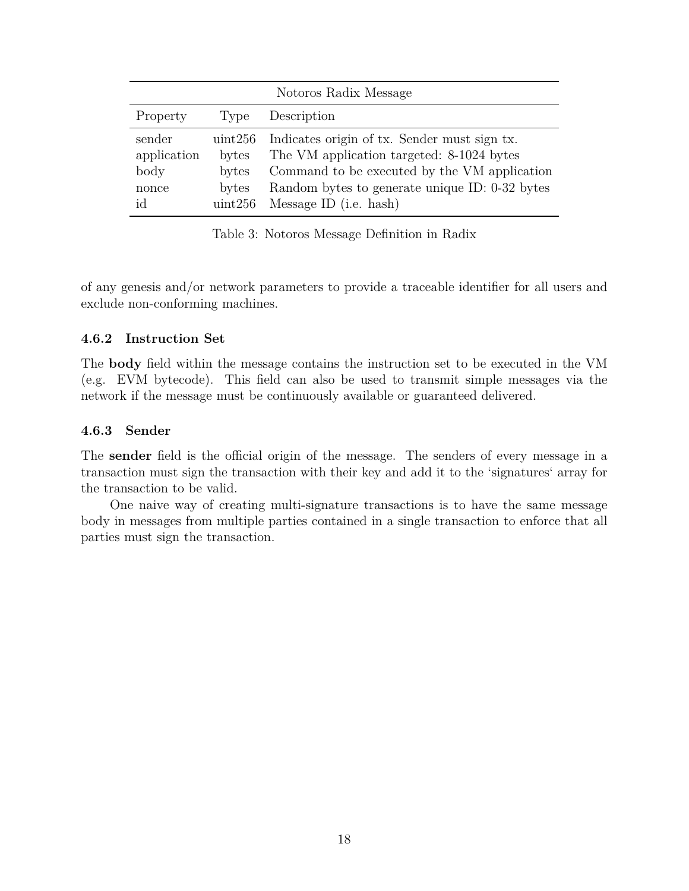| Notoros Radix Message | | |
|---|---|---|
| Property | Type | Description |
| sender | uint256 | Indicates origin of tx. Sender must sign tx. |
| application | bytes | The VM application targeted: 8-1024 bytes |
| body | bytes | Command to be executed by the VM application |
| nonce | bytes | Random bytes to generate unique ID: 0-32 bytes |
| id | uint256 | Message ID (i.e. hash) |

Table 3: Notoros Message Definition in Radix

of any genesis and/or network parameters to provide a traceable identifier for all users and exclude non-conforming machines.

#### 4.6.2 Instruction Set

The **body** field within the message contains the instruction set to be executed in the VM (e.g. EVM bytecode). This field can also be used to transmit simple messages via the network if the message must be continuously available or guaranteed delivered.

#### 4.6.3 Sender

The **sender** field is the official origin of the message. The senders of every message in a transaction must sign the transaction with their key and add it to the 'signatures' array for the transaction to be valid.

One naive way of creating multi-signature transactions is to have the same message body in messages from multiple parties contained in a single transaction to enforce that all parties must sign the transaction.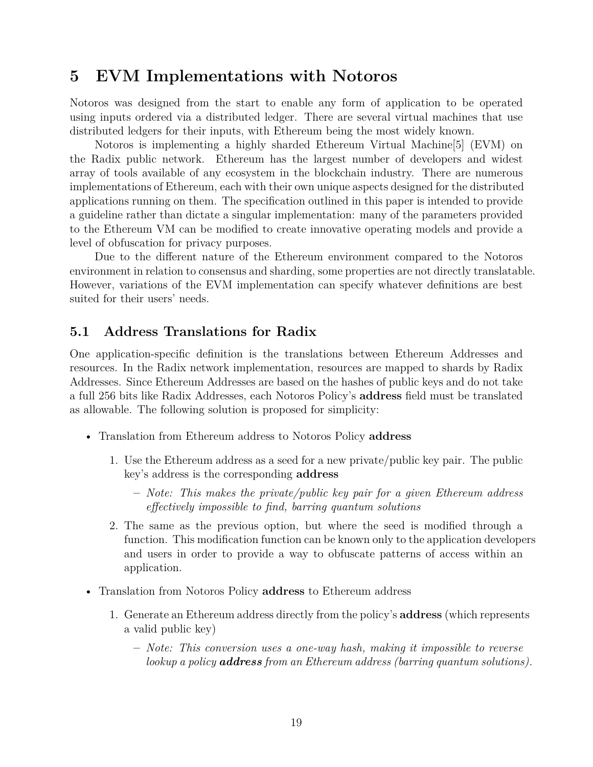# 5 EVM Implementations with Notoros

Notoros was designed from the start to enable any form of application to be operated using inputs ordered via a distributed ledger. There are several virtual machines that use distributed ledgers for their inputs, with Ethereum being the most widely known.

Notoros is implementing a highly sharded Ethereum Virtual Machine[5] (EVM) on the Radix public network. Ethereum has the largest number of developers and widest array of tools available of any ecosystem in the blockchain industry. There are numerous implementations of Ethereum, each with their own unique aspects designed for the distributed applications running on them. The specification outlined in this paper is intended to provide a guideline rather than dictate a singular implementation: many of the parameters provided to the Ethereum VM can be modified to create innovative operating models and provide a level of obfuscation for privacy purposes.

Due to the different nature of the Ethereum environment compared to the Notoros environment in relation to consensus and sharding, some properties are not directly translatable. However, variations of the EVM implementation can specify whatever definitions are best suited for their users' needs.

## 5.1 Address Translations for Radix

One application-specific definition is the translations between Ethereum Addresses and resources. In the Radix network implementation, resources are mapped to shards by Radix Addresses. Since Ethereum Addresses are based on the hashes of public keys and do not take a full 256 bits like Radix Addresses, each Notoros Policy's **address** field must be translated as allowable. The following solution is proposed for simplicity:

- Translation from Ethereum address to Notoros Policy **address**
  1. Use the Ethereum address as a seed for a new private/public key pair. The public key's address is the corresponding **address**
     - *Note: This makes the private/public key pair for a given Ethereum address effectively impossible to find, barring quantum solutions*
  2. The same as the previous option, but where the seed is modified through a function. This modification function can be known only to the application developers and users in order to provide a way to obfuscate patterns of access within an application.
- Translation from Notoros Policy **address** to Ethereum address
  1. Generate an Ethereum address directly from the policy's **address** (which represents a valid public key)
     - *Note: This conversion uses a one-way hash, making it impossible to reverse lookup a policy **address** from an Ethereum address (barring quantum solutions).*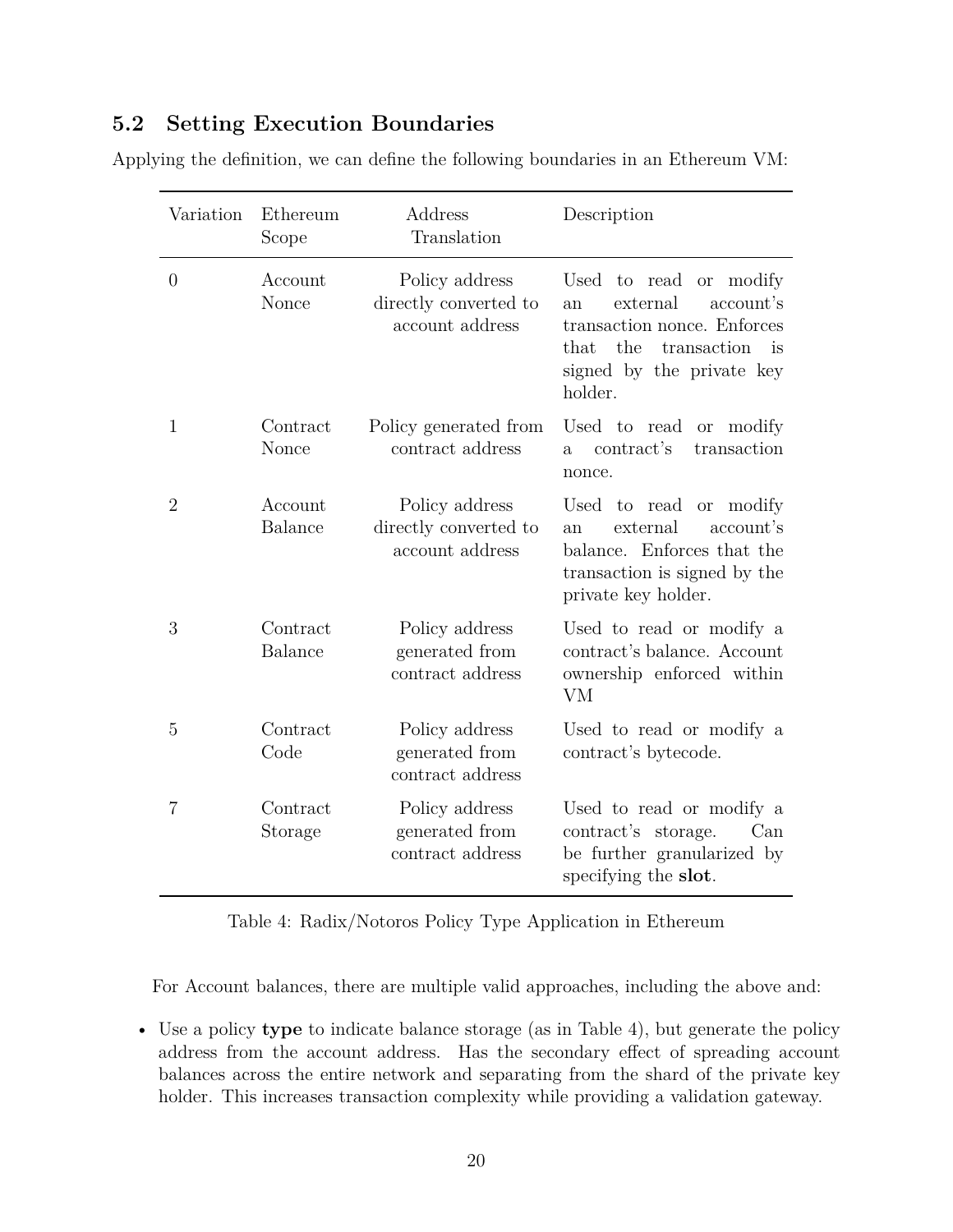### 5.2 Setting Execution Boundaries

Applying the definition, we can define the following boundaries in an Ethereum VM:

| Variation | Ethereum Scope | Address Translation | Description |
|---|---|---|---|
| 0 | Account Nonce | Policy address directly converted to account address | Used to read or modify an external account's transaction nonce. Enforces that the transaction is signed by the private key holder. |
| 1 | Contract Nonce | Policy generated from contract address | Used to read or modify a contract's transaction nonce. |
| 2 | Account Balance | Policy address directly converted to account address | Used to read or modify an external account's balance. Enforces that the transaction is signed by the private key holder. |
| 3 | Contract Balance | Policy address generated from contract address | Used to read or modify a contract's balance. Account ownership enforced within VM |
| 5 | Contract Code | Policy address generated from contract address | Used to read or modify a contract's bytecode. |
| 7 | Contract Storage | Policy address generated from contract address | Used to read or modify a contract's storage. Can be further granularized by specifying the **slot**. |

Table 4: Radix/Notoros Policy Type Application in Ethereum

For Account balances, there are multiple valid approaches, including the above and:

- Use a policy **type** to indicate balance storage (as in Table 4), but generate the policy address from the account address. Has the secondary effect of spreading account balances across the entire network and separating from the shard of the private key holder. This increases transaction complexity while providing a validation gateway.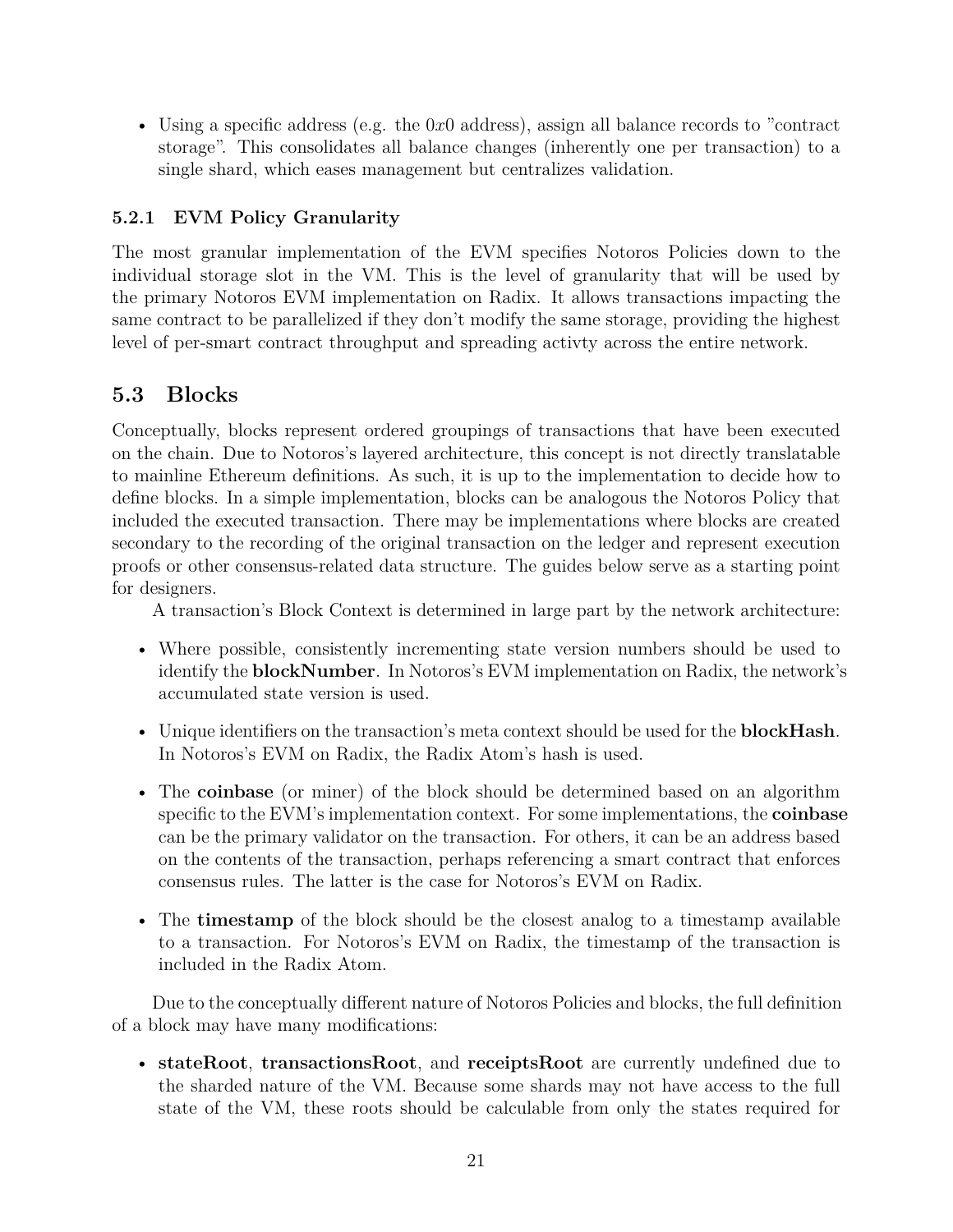- Using a specific address (e.g. the $0x0$ address), assign all balance records to "contract storage". This consolidates all balance changes (inherently one per transaction) to a single shard, which eases management but centralizes validation.

### 5.2.1 EVM Policy Granularity

The most granular implementation of the EVM specifies Notoros Policies down to the individual storage slot in the VM. This is the level of granularity that will be used by the primary Notoros EVM implementation on Radix. It allows transactions impacting the same contract to be parallelized if they don't modify the same storage, providing the highest level of per-smart contract throughput and spreading activty across the entire network.

## 5.3 Blocks

Conceptually, blocks represent ordered groupings of transactions that have been executed on the chain. Due to Notoros's layered architecture, this concept is not directly translatable to mainline Ethereum definitions. As such, it is up to the implementation to decide how to define blocks. In a simple implementation, blocks can be analogous the Notoros Policy that included the executed transaction. There may be implementations where blocks are created secondary to the recording of the original transaction on the ledger and represent execution proofs or other consensus-related data structure. The guides below serve as a starting point for designers.

A transaction's Block Context is determined in large part by the network architecture:

- Where possible, consistently incrementing state version numbers should be used to identify the **blockNumber**. In Notoros's EVM implementation on Radix, the network's accumulated state version is used.
- Unique identifiers on the transaction's meta context should be used for the **blockHash**. In Notoros's EVM on Radix, the Radix Atom's hash is used.
- The **coinbase** (or miner) of the block should be determined based on an algorithm specific to the EVM's implementation context. For some implementations, the **coinbase** can be the primary validator on the transaction. For others, it can be an address based on the contents of the transaction, perhaps referencing a smart contract that enforces consensus rules. The latter is the case for Notoros's EVM on Radix.
- The **timestamp** of the block should be the closest analog to a timestamp available to a transaction. For Notoros's EVM on Radix, the timestamp of the transaction is included in the Radix Atom.

Due to the conceptually different nature of Notoros Policies and blocks, the full definition of a block may have many modifications:

- **stateRoot**, **transactionsRoot**, and **receiptsRoot** are currently undefined due to the sharded nature of the VM. Because some shards may not have access to the full state of the VM, these roots should be calculable from only the states required for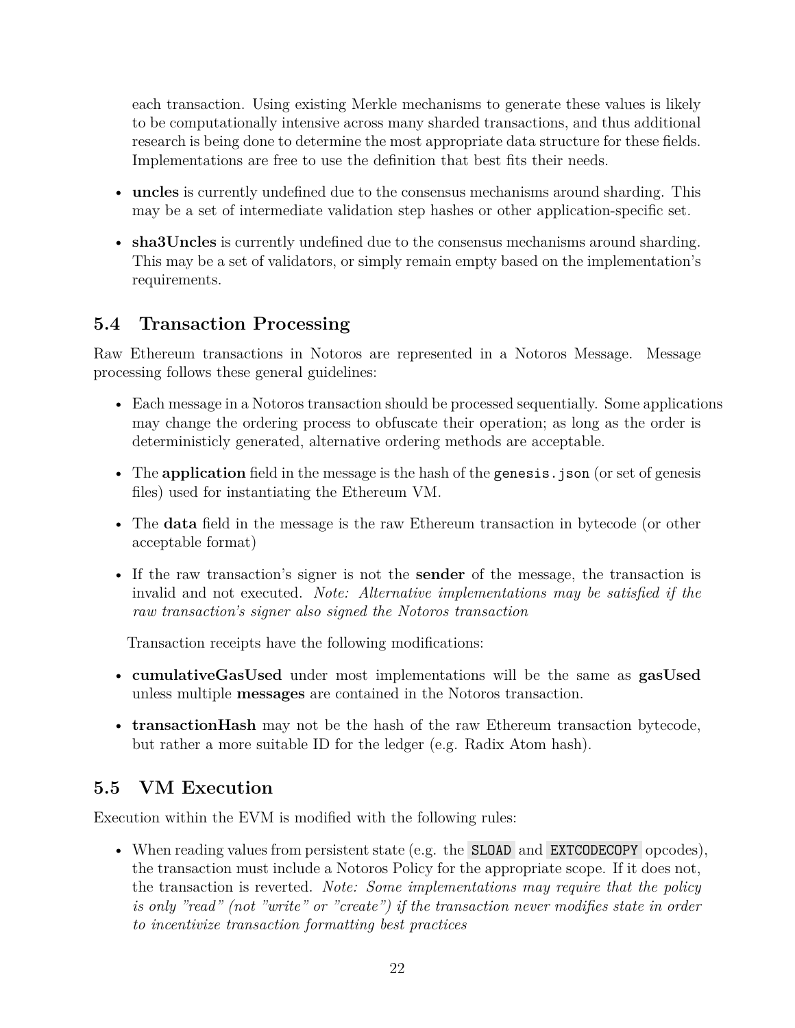each transaction. Using existing Merkle mechanisms to generate these values is likely to be computationally intensive across many sharded transactions, and thus additional research is being done to determine the most appropriate data structure for these fields. Implementations are free to use the definition that best fits their needs.

- **uncles** is currently undefined due to the consensus mechanisms around sharding. This may be a set of intermediate validation step hashes or other application-specific set.
- **sha3Uncles** is currently undefined due to the consensus mechanisms around sharding. This may be a set of validators, or simply remain empty based on the implementation's requirements.

## 5.4 Transaction Processing

Raw Ethereum transactions in Notoros are represented in a Notoros Message. Message processing follows these general guidelines:

- Each message in a Notoros transaction should be processed sequentially. Some applications may change the ordering process to obfuscate their operation; as long as the order is deterministicly generated, alternative ordering methods are acceptable.
- The **application** field in the message is the hash of the `genesis.json` (or set of genesis files) used for instantiating the Ethereum VM.
- The **data** field in the message is the raw Ethereum transaction in bytecode (or other acceptable format)
- If the raw transaction's signer is not the **sender** of the message, the transaction is invalid and not executed. *Note: Alternative implementations may be satisfied if the raw transaction's signer also signed the Notoros transaction*

Transaction receipts have the following modifications:

- **cumulativeGasUsed** under most implementations will be the same as **gasUsed** unless multiple **messages** are contained in the Notoros transaction.
- **transactionHash** may not be the hash of the raw Ethereum transaction bytecode, but rather a more suitable ID for the ledger (e.g. Radix Atom hash).

## 5.5 VM Execution

Execution within the EVM is modified with the following rules:

- When reading values from persistent state (e.g. the `SLOAD` and `EXTCODECOPY` opcodes), the transaction must include a Notoros Policy for the appropriate scope. If it does not, the transaction is reverted. *Note: Some implementations may require that the policy is only "read" (not "write" or "create") if the transaction never modifies state in order to incentivize transaction formatting best practices*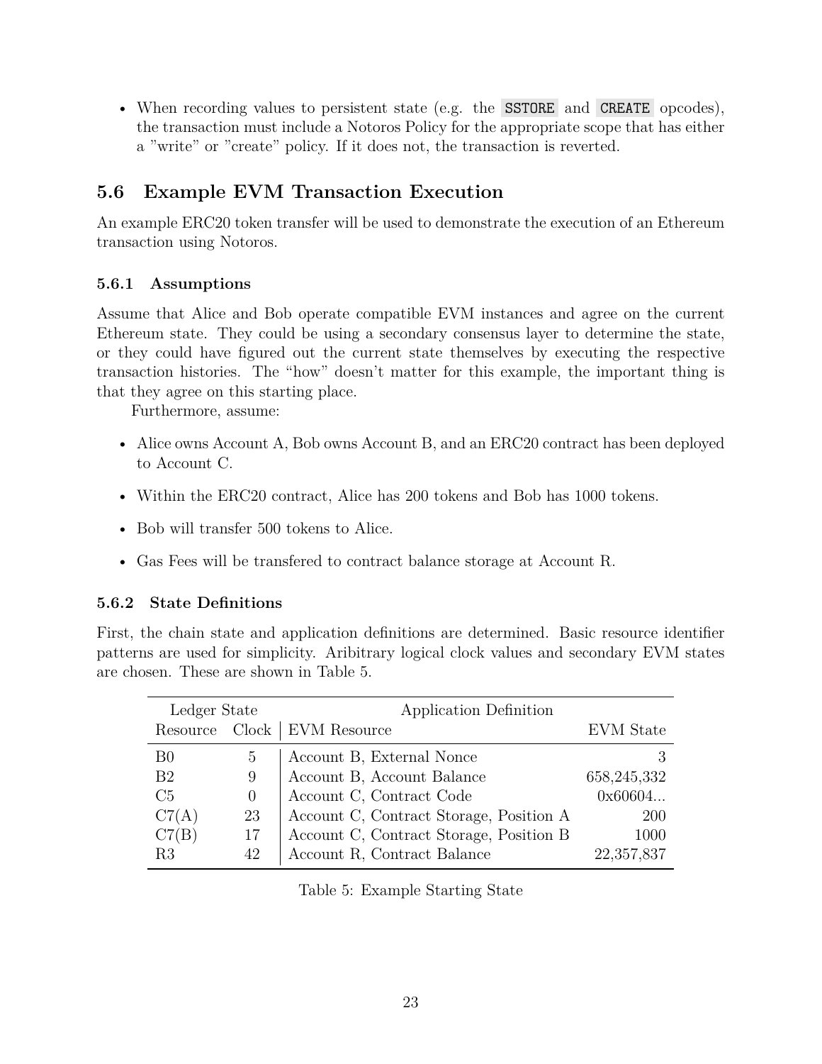- When recording values to persistent state (e.g. the `SSTORE` and `CREATE` opcodes), the transaction must include a Notoros Policy for the appropriate scope that has either a "write" or "create" policy. If it does not, the transaction is reverted.

## 5.6 Example EVM Transaction Execution

An example ERC20 token transfer will be used to demonstrate the execution of an Ethereum transaction using Notoros.

### 5.6.1 Assumptions

Assume that Alice and Bob operate compatible EVM instances and agree on the current Ethereum state. They could be using a secondary consensus layer to determine the state, or they could have figured out the current state themselves by executing the respective transaction histories. The "how" doesn't matter for this example, the important thing is that they agree on this starting place.

Furthermore, assume:

- Alice owns Account A, Bob owns Account B, and an ERC20 contract has been deployed to Account C.
- Within the ERC20 contract, Alice has 200 tokens and Bob has 1000 tokens.
- Bob will transfer 500 tokens to Alice.
- Gas Fees will be transfered to contract balance storage at Account R.

### 5.6.2 State Definitions

First, the chain state and application definitions are determined. Basic resource identifier patterns are used for simplicity. Aribitrary logical clock values and secondary EVM states are chosen. These are shown in Table 5.

| Ledger State | | Application Definition | |
|---|---|---|---|
| Resource | Clock | EVM Resource | EVM State |
| B0 | 5 | Account B, External Nonce | 3 |
| B2 | 9 | Account B, Account Balance | 658,245,332 |
| C5 | 0 | Account C, Contract Code | 0x60604... |
| C7(A) | 23 | Account C, Contract Storage, Position A | 200 |
| C7(B) | 17 | Account C, Contract Storage, Position B | 1000 |
| R3 | 42 | Account R, Contract Balance | 22,357,837 |

Table 5: Example Starting State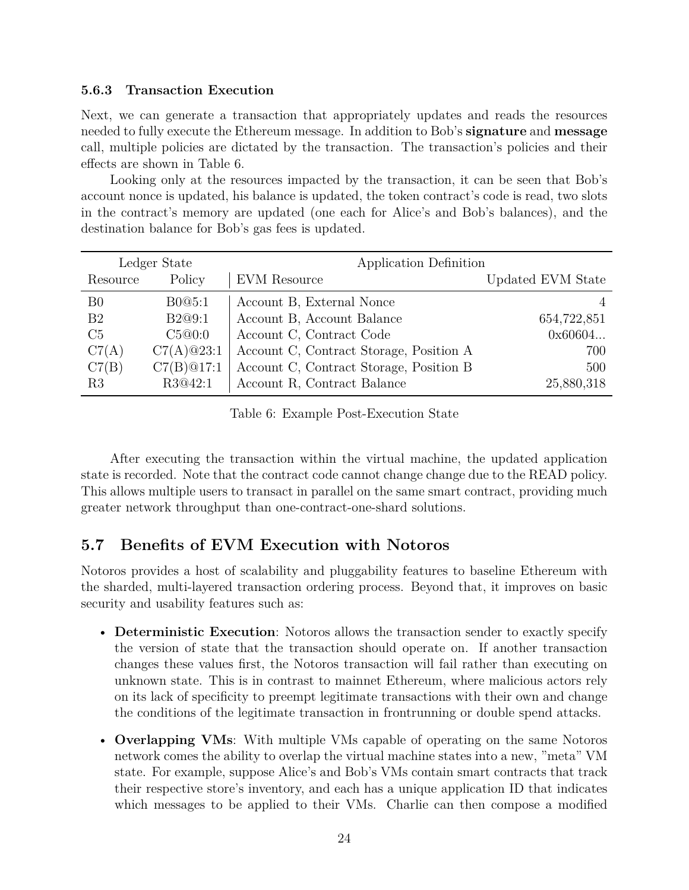### 5.6.3 Transaction Execution

Next, we can generate a transaction that appropriately updates and reads the resources needed to fully execute the Ethereum message. In addition to Bob's **signature** and **message** call, multiple policies are dictated by the transaction. The transaction's policies and their effects are shown in Table 6.

Looking only at the resources impacted by the transaction, it can be seen that Bob's account nonce is updated, his balance is updated, the token contract's code is read, two slots in the contract's memory are updated (one each for Alice's and Bob's balances), and the destination balance for Bob's gas fees is updated.

| Ledger State | | Application Definition | |
|---|---|---|---|
| Resource | Policy | EVM Resource | Updated EVM State |
| B0 | B0@5:1 | Account B, External Nonce | 4 |
| B2 | B2@9:1 | Account B, Account Balance | 654,722,851 |
| C5 | C5@0:0 | Account C, Contract Code | 0x60604... |
| C7(A) | C7(A)@23:1 | Account C, Contract Storage, Position A | 700 |
| C7(B) | C7(B)@17:1 | Account C, Contract Storage, Position B | 500 |
| R3 | R3@42:1 | Account R, Contract Balance | 25,880,318 |

Table 6: Example Post-Execution State

After executing the transaction within the virtual machine, the updated application state is recorded. Note that the contract code cannot change change due to the READ policy. This allows multiple users to transact in parallel on the same smart contract, providing much greater network throughput than one-contract-one-shard solutions.

## 5.7 Benefits of EVM Execution with Notoros

Notoros provides a host of scalability and pluggability features to baseline Ethereum with the sharded, multi-layered transaction ordering process. Beyond that, it improves on basic security and usability features such as:

- **Deterministic Execution**: Notoros allows the transaction sender to exactly specify the version of state that the transaction should operate on. If another transaction changes these values first, the Notoros transaction will fail rather than executing on unknown state. This is in contrast to mainnet Ethereum, where malicious actors rely on its lack of specificity to preempt legitimate transactions with their own and change the conditions of the legitimate transaction in frontrunning or double spend attacks.
- **Overlapping VMs**: With multiple VMs capable of operating on the same Notoros network comes the ability to overlap the virtual machine states into a new, "meta" VM state. For example, suppose Alice's and Bob's VMs contain smart contracts that track their respective store's inventory, and each has a unique application ID that indicates which messages to be applied to their VMs. Charlie can then compose a modified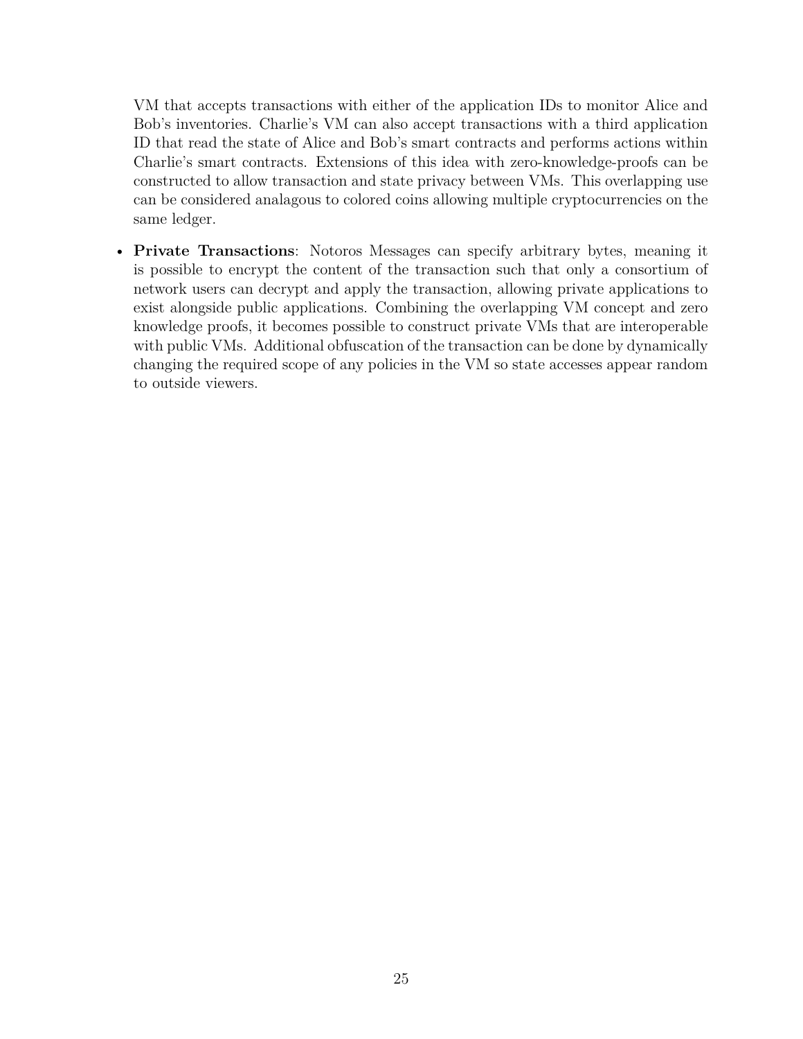VM that accepts transactions with either of the application IDs to monitor Alice and Bob's inventories. Charlie's VM can also accept transactions with a third application ID that read the state of Alice and Bob's smart contracts and performs actions within Charlie's smart contracts. Extensions of this idea with zero-knowledge-proofs can be constructed to allow transaction and state privacy between VMs. This overlapping use can be considered analagous to colored coins allowing multiple cryptocurrencies on the same ledger.

- **Private Transactions**: Notoros Messages can specify arbitrary bytes, meaning it is possible to encrypt the content of the transaction such that only a consortium of network users can decrypt and apply the transaction, allowing private applications to exist alongside public applications. Combining the overlapping VM concept and zero knowledge proofs, it becomes possible to construct private VMs that are interoperable with public VMs. Additional obfuscation of the transaction can be done by dynamically changing the required scope of any policies in the VM so state accesses appear random to outside viewers.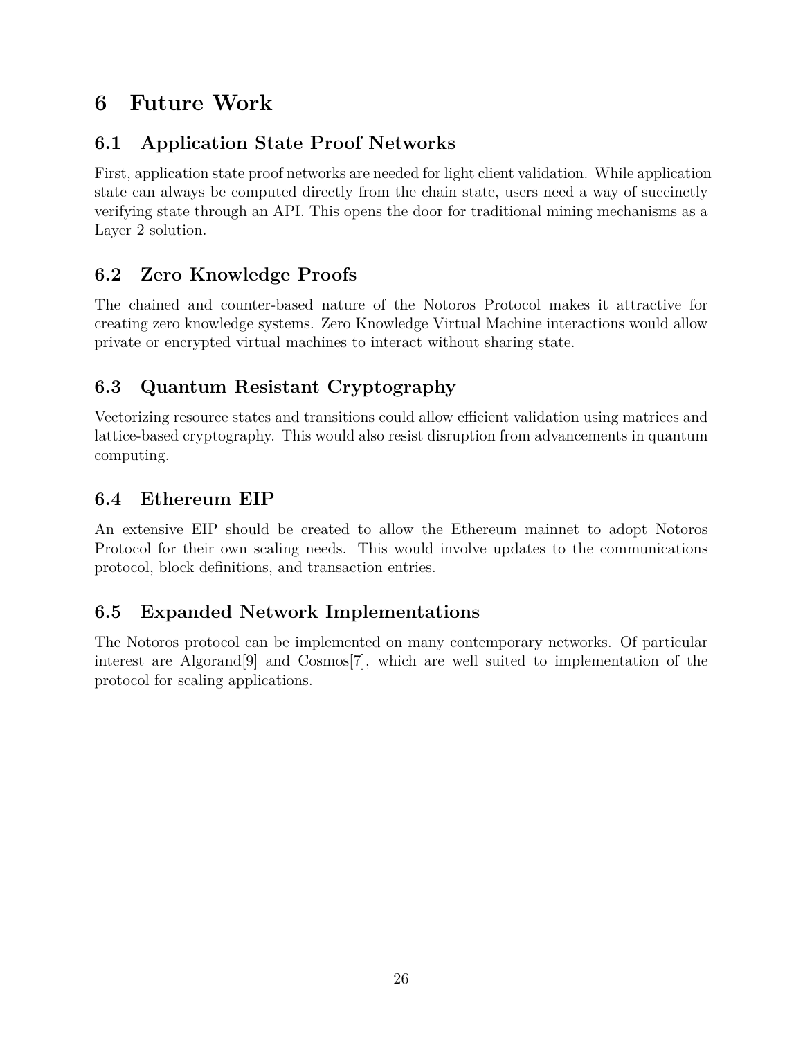# 6 Future Work

## 6.1 Application State Proof Networks

First, application state proof networks are needed for light client validation. While application state can always be computed directly from the chain state, users need a way of succinctly verifying state through an API. This opens the door for traditional mining mechanisms as a Layer 2 solution.

## 6.2 Zero Knowledge Proofs

The chained and counter-based nature of the Notoros Protocol makes it attractive for creating zero knowledge systems. Zero Knowledge Virtual Machine interactions would allow private or encrypted virtual machines to interact without sharing state.

## 6.3 Quantum Resistant Cryptography

Vectorizing resource states and transitions could allow efficient validation using matrices and lattice-based cryptography. This would also resist disruption from advancements in quantum computing.

## 6.4 Ethereum EIP

An extensive EIP should be created to allow the Ethereum mainnet to adopt Notoros Protocol for their own scaling needs. This would involve updates to the communications protocol, block definitions, and transaction entries.

## 6.5 Expanded Network Implementations

The Notoros protocol can be implemented on many contemporary networks. Of particular interest are Algorand[9] and Cosmos[7], which are well suited to implementation of the protocol for scaling applications.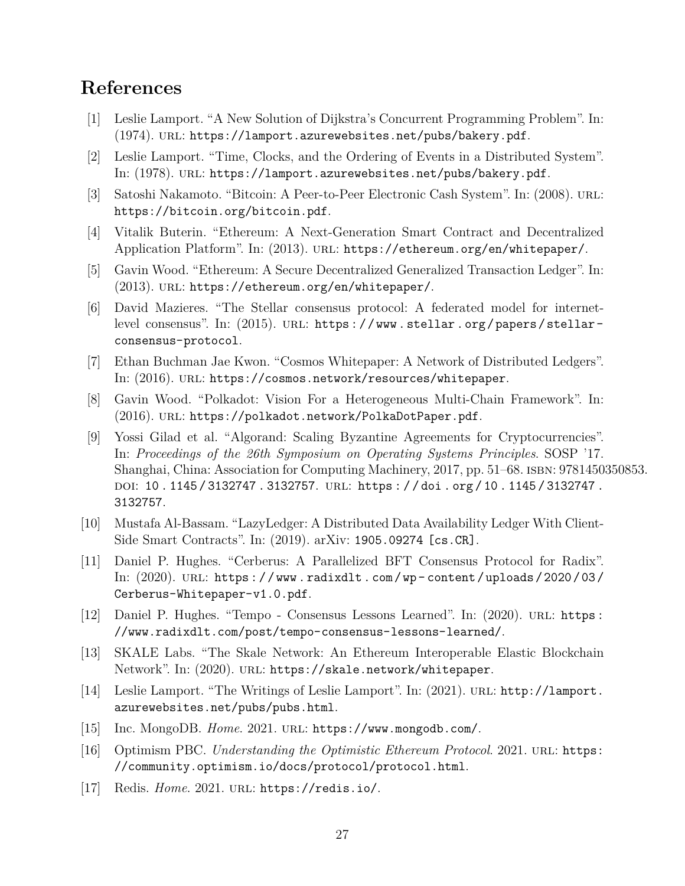# References

[1] Leslie Lamport. "A New Solution of Dijkstra's Concurrent Programming Problem". In: (1974). URL: https://lamport.azurewebsites.net/pubs/bakery.pdf.

[2] Leslie Lamport. "Time, Clocks, and the Ordering of Events in a Distributed System". In: (1978). URL: https://lamport.azurewebsites.net/pubs/bakery.pdf.

[3] Satoshi Nakamoto. "Bitcoin: A Peer-to-Peer Electronic Cash System". In: (2008). URL: https://bitcoin.org/bitcoin.pdf.

[4] Vitalik Buterin. "Ethereum: A Next-Generation Smart Contract and Decentralized Application Platform". In: (2013). URL: https://ethereum.org/en/whitepaper/.

[5] Gavin Wood. "Ethereum: A Secure Decentralized Generalized Transaction Ledger". In: (2013). URL: https://ethereum.org/en/whitepaper/.

[6] David Mazieres. "The Stellar consensus protocol: A federated model for internet-level consensus". In: (2015). URL: https://www.stellar.org/papers/stellar-consensus-protocol.

[7] Ethan Buchman Jae Kwon. "Cosmos Whitepaper: A Network of Distributed Ledgers". In: (2016). URL: https://cosmos.network/resources/whitepaper.

[8] Gavin Wood. "Polkadot: Vision For a Heterogeneous Multi-Chain Framework". In: (2016). URL: https://polkadot.network/PolkaDotPaper.pdf.

[9] Yossi Gilad et al. "Algorand: Scaling Byzantine Agreements for Cryptocurrencies". In: *Proceedings of the 26th Symposium on Operating Systems Principles*. SOSP '17. Shanghai, China: Association for Computing Machinery, 2017, pp. 51–68. ISBN: 9781450350853. DOI: 10.1145/3132747.3132757. URL: https://doi.org/10.1145/3132747.3132757.

[10] Mustafa Al-Bassam. "LazyLedger: A Distributed Data Availability Ledger With Client-Side Smart Contracts". In: (2019). arXiv: 1905.09274 [cs.CR].

[11] Daniel P. Hughes. "Cerberus: A Parallelized BFT Consensus Protocol for Radix". In: (2020). URL: https://www.radixdlt.com/wp-content/uploads/2020/03/Cerberus-Whitepaper-v1.0.pdf.

[12] Daniel P. Hughes. "Tempo - Consensus Lessons Learned". In: (2020). URL: https://www.radixdlt.com/post/tempo-consensus-lessons-learned/.

[13] SKALE Labs. "The Skale Network: An Ethereum Interoperable Elastic Blockchain Network". In: (2020). URL: https://skale.network/whitepaper.

[14] Leslie Lamport. "The Writings of Leslie Lamport". In: (2021). URL: http://lamport.azurewebsites.net/pubs/pubs.html.

[15] Inc. MongoDB. *Home*. 2021. URL: https://www.mongodb.com/.

[16] Optimism PBC. *Understanding the Optimistic Ethereum Protocol*. 2021. URL: https://community.optimism.io/docs/protocol/protocol.html.

[17] Redis. *Home*. 2021. URL: https://redis.io/.